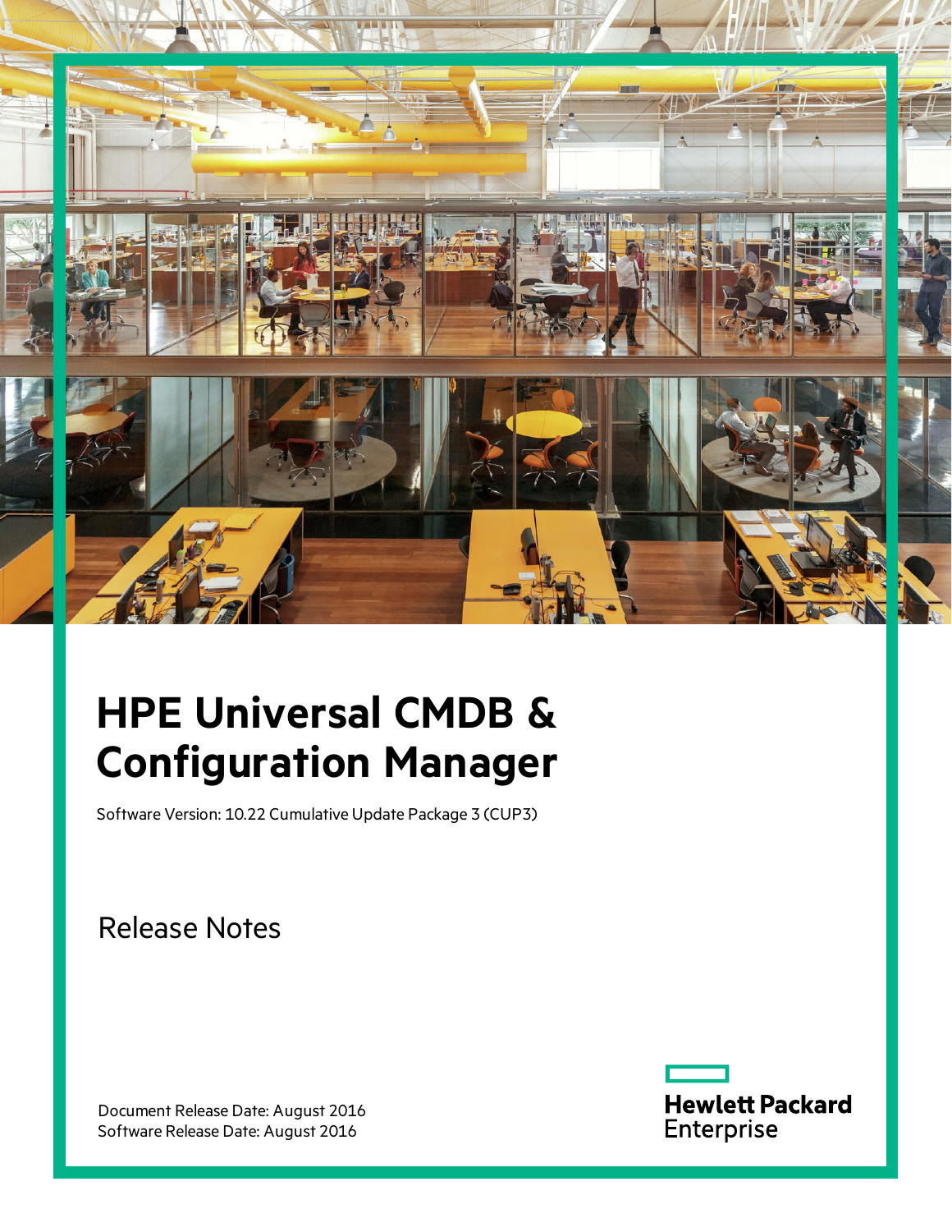# HPE Universal CMDB & Configuration Manager

Software Version: 10.22 Cumulative Update Package 3 (CUP3)

## Release Notes

Document Release Date: August 2016
Software Release Date: August 2016

Hewlett Packard Enterprise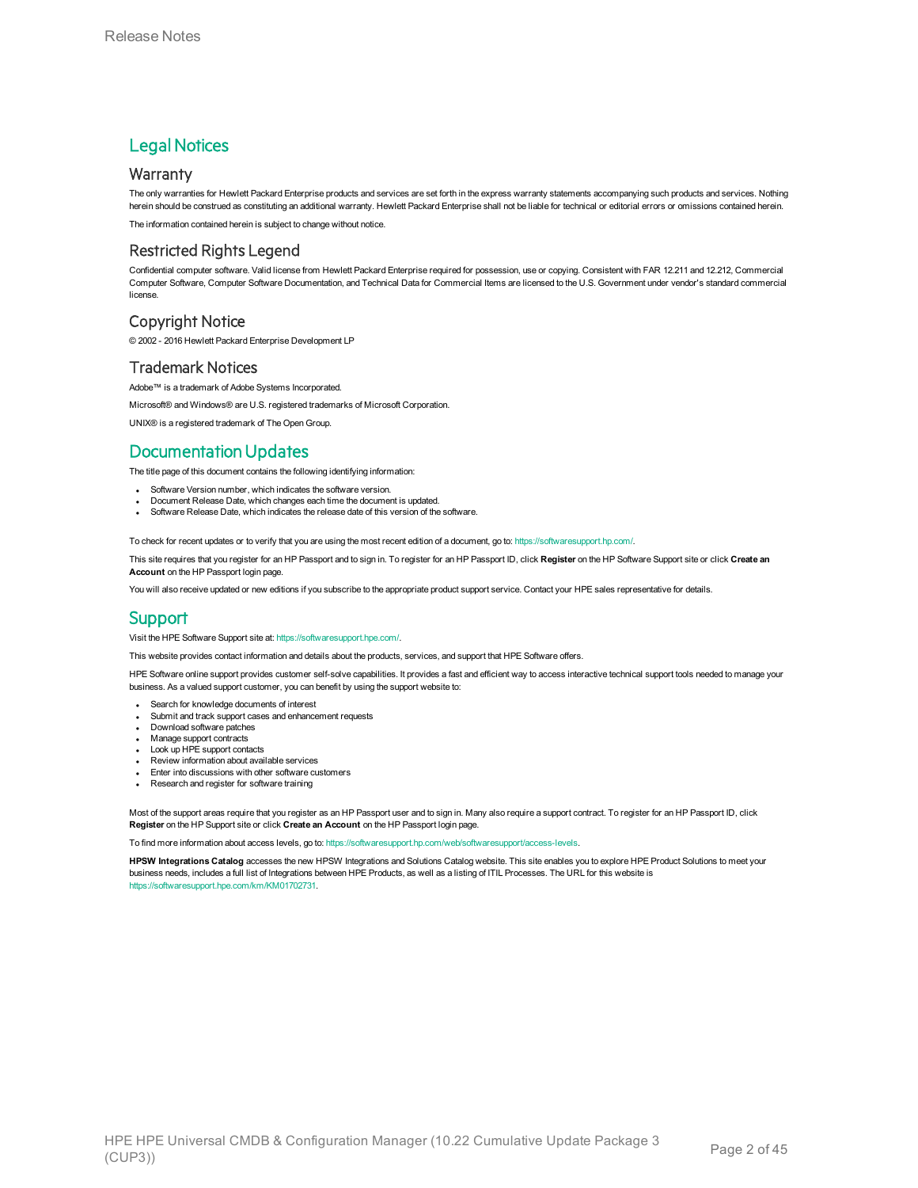# Legal Notices

## Warranty

The only warranties for Hewlett Packard Enterprise products and services are set forth in the express warranty statements accompanying such products and services. Nothing herein should be construed as constituting an additional warranty. Hewlett Packard Enterprise shall not be liable for technical or editorial errors or omissions contained herein.

The information contained herein is subject to change without notice.

## Restricted Rights Legend

Confidential computer software. Valid license from Hewlett Packard Enterprise required for possession, use or copying. Consistent with FAR 12.211 and 12.212, Commercial Computer Software, Computer Software Documentation, and Technical Data for Commercial Items are licensed to the U.S. Government under vendor's standard commercial license.

## Copyright Notice

© 2002 - 2016 Hewlett Packard Enterprise Development LP

## Trademark Notices

Adobe™ is a trademark of Adobe Systems Incorporated.

Microsoft® and Windows® are U.S. registered trademarks of Microsoft Corporation.

UNIX® is a registered trademark of The Open Group.

# Documentation Updates

The title page of this document contains the following identifying information:

- Software Version number, which indicates the software version.
- Document Release Date, which changes each time the document is updated.
- Software Release Date, which indicates the release date of this version of the software.

To check for recent updates or to verify that you are using the most recent edition of a document, go to: https://softwaresupport.hp.com/.

This site requires that you register for an HP Passport and to sign in. To register for an HP Passport ID, click **Register** on the HP Software Support site or click **Create an Account** on the HP Passport login page.

You will also receive updated or new editions if you subscribe to the appropriate product support service. Contact your HPE sales representative for details.

# Support

Visit the HPE Software Support site at: https://softwaresupport.hpe.com/.

This website provides contact information and details about the products, services, and support that HPE Software offers.

HPE Software online support provides customer self-solve capabilities. It provides a fast and efficient way to access interactive technical support tools needed to manage your business. As a valued support customer, you can benefit by using the support website to:

- Search for knowledge documents of interest
- Submit and track support cases and enhancement requests
- Download software patches
- Manage support contracts
- Look up HPE support contacts
- Review information about available services
- Enter into discussions with other software customers
- Research and register for software training

Most of the support areas require that you register as an HP Passport user and to sign in. Many also require a support contract. To register for an HP Passport ID, click **Register** on the HP Support site or click **Create an Account** on the HP Passport login page.

To find more information about access levels, go to: https://softwaresupport.hp.com/web/softwaresupport/access-levels.

**HPSW Integrations Catalog** accesses the new HPSW Integrations and Solutions Catalog website. This site enables you to explore HPE Product Solutions to meet your business needs, includes a full list of Integrations between HPE Products, as well as a listing of ITIL Processes. The URL for this website is https://softwaresupport.hpe.com/km/KM01702731.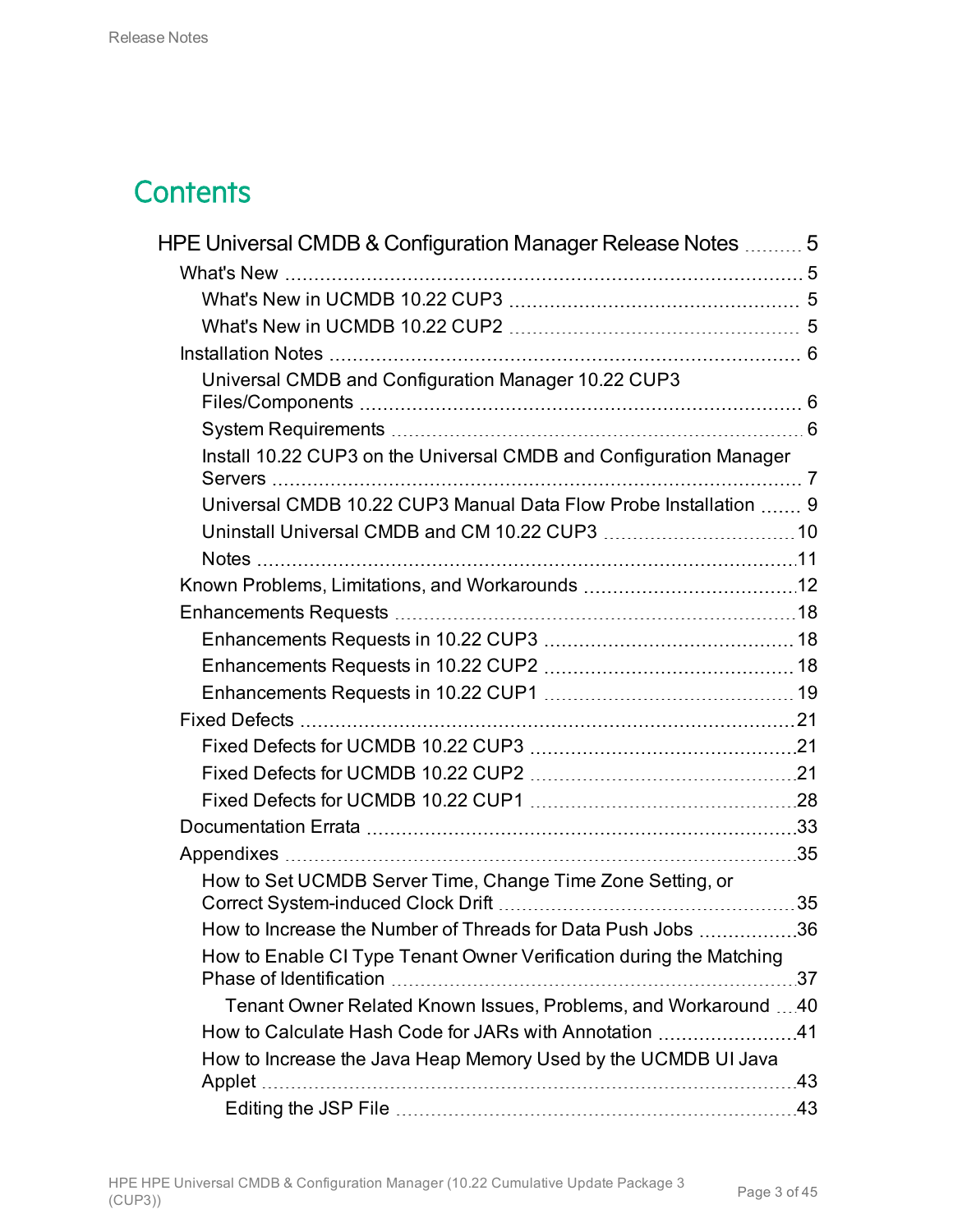# Contents

- HPE Universal CMDB & Configuration Manager Release Notes 5
  - What's New 5
    - What's New in UCMDB 10.22 CUP3 5
    - What's New in UCMDB 10.22 CUP2 5
  - Installation Notes 6
    - Universal CMDB and Configuration Manager 10.22 CUP3 Files/Components 6
    - System Requirements 6
    - Install 10.22 CUP3 on the Universal CMDB and Configuration Manager Servers 7
    - Universal CMDB 10.22 CUP3 Manual Data Flow Probe Installation 9
    - Uninstall Universal CMDB and CM 10.22 CUP3 10
    - Notes 11
  - Known Problems, Limitations, and Workarounds 12
  - Enhancements Requests 18
    - Enhancements Requests in 10.22 CUP3 18
    - Enhancements Requests in 10.22 CUP2 18
    - Enhancements Requests in 10.22 CUP1 19
  - Fixed Defects 21
    - Fixed Defects for UCMDB 10.22 CUP3 21
    - Fixed Defects for UCMDB 10.22 CUP2 21
    - Fixed Defects for UCMDB 10.22 CUP1 28
  - Documentation Errata 33
  - Appendixes 35
    - How to Set UCMDB Server Time, Change Time Zone Setting, or Correct System-induced Clock Drift 35
    - How to Increase the Number of Threads for Data Push Jobs 36
    - How to Enable CI Type Tenant Owner Verification during the Matching Phase of Identification 37
      - Tenant Owner Related Known Issues, Problems, and Workaround 40
    - How to Calculate Hash Code for JARs with Annotation 41
    - How to Increase the Java Heap Memory Used by the UCMDB UI Java Applet 43
      - Editing the JSP File 43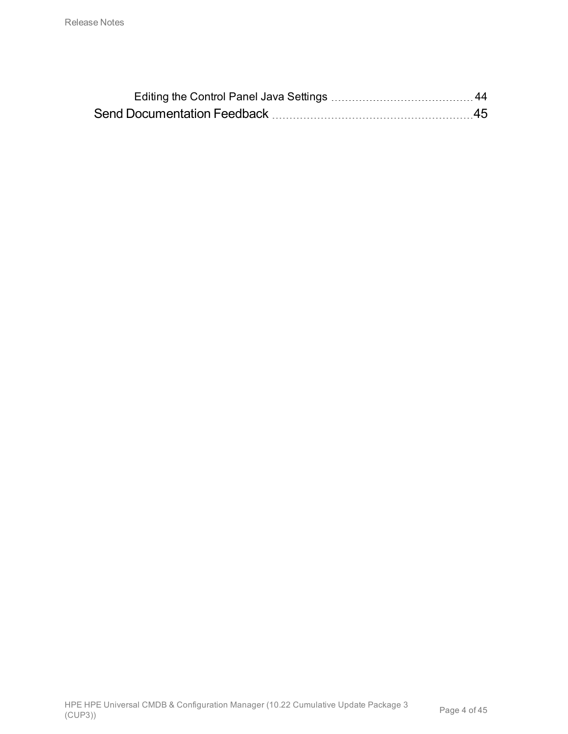Editing the Control Panel Java Settings 44

Send Documentation Feedback 45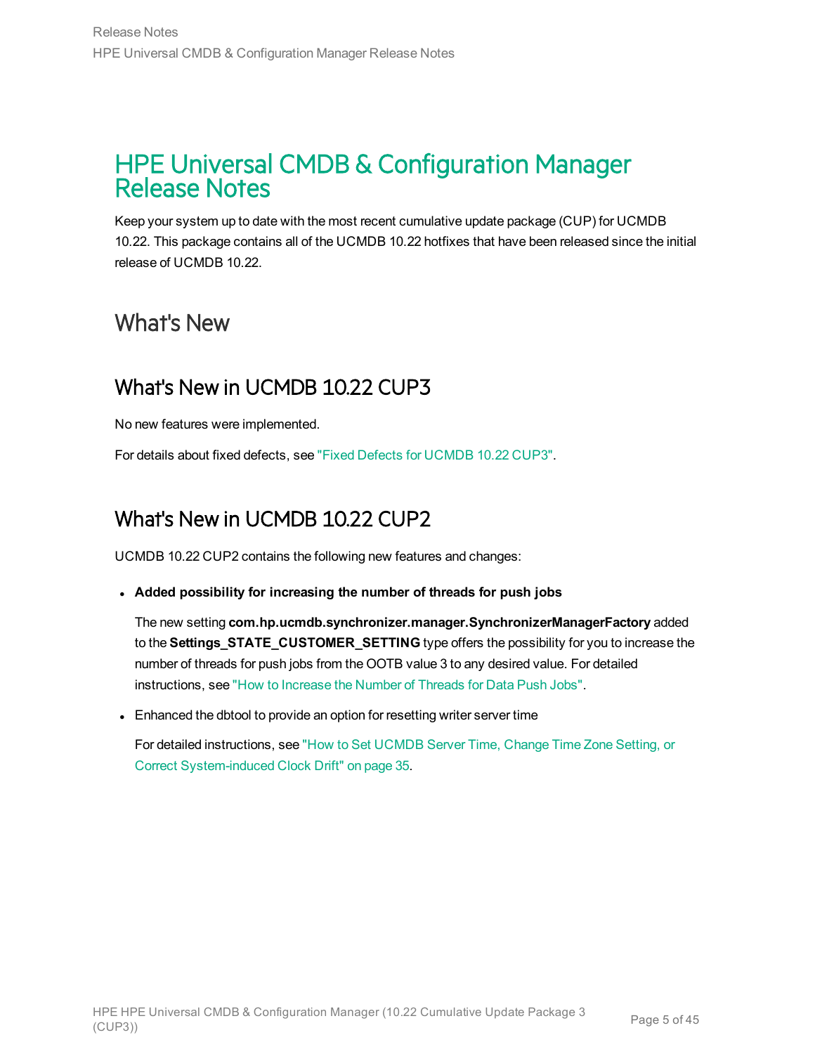# HPE Universal CMDB & Configuration Manager Release Notes

Keep your system up to date with the most recent cumulative update package (CUP) for UCMDB 10.22. This package contains all of the UCMDB 10.22 hotfixes that have been released since the initial release of UCMDB 10.22.

## What's New

### What's New in UCMDB 10.22 CUP3

No new features were implemented.

For details about fixed defects, see "Fixed Defects for UCMDB 10.22 CUP3".

### What's New in UCMDB 10.22 CUP2

UCMDB 10.22 CUP2 contains the following new features and changes:

- **Added possibility for increasing the number of threads for push jobs**

  The new setting **com.hp.ucmdb.synchronizer.manager.SynchronizerManagerFactory** added to the **Settings_STATE_CUSTOMER_SETTING** type offers the possibility for you to increase the number of threads for push jobs from the OOTB value 3 to any desired value. For detailed instructions, see "How to Increase the Number of Threads for Data Push Jobs".

- Enhanced the dbtool to provide an option for resetting writer server time

  For detailed instructions, see "How to Set UCMDB Server Time, Change Time Zone Setting, or Correct System-induced Clock Drift" on page 35.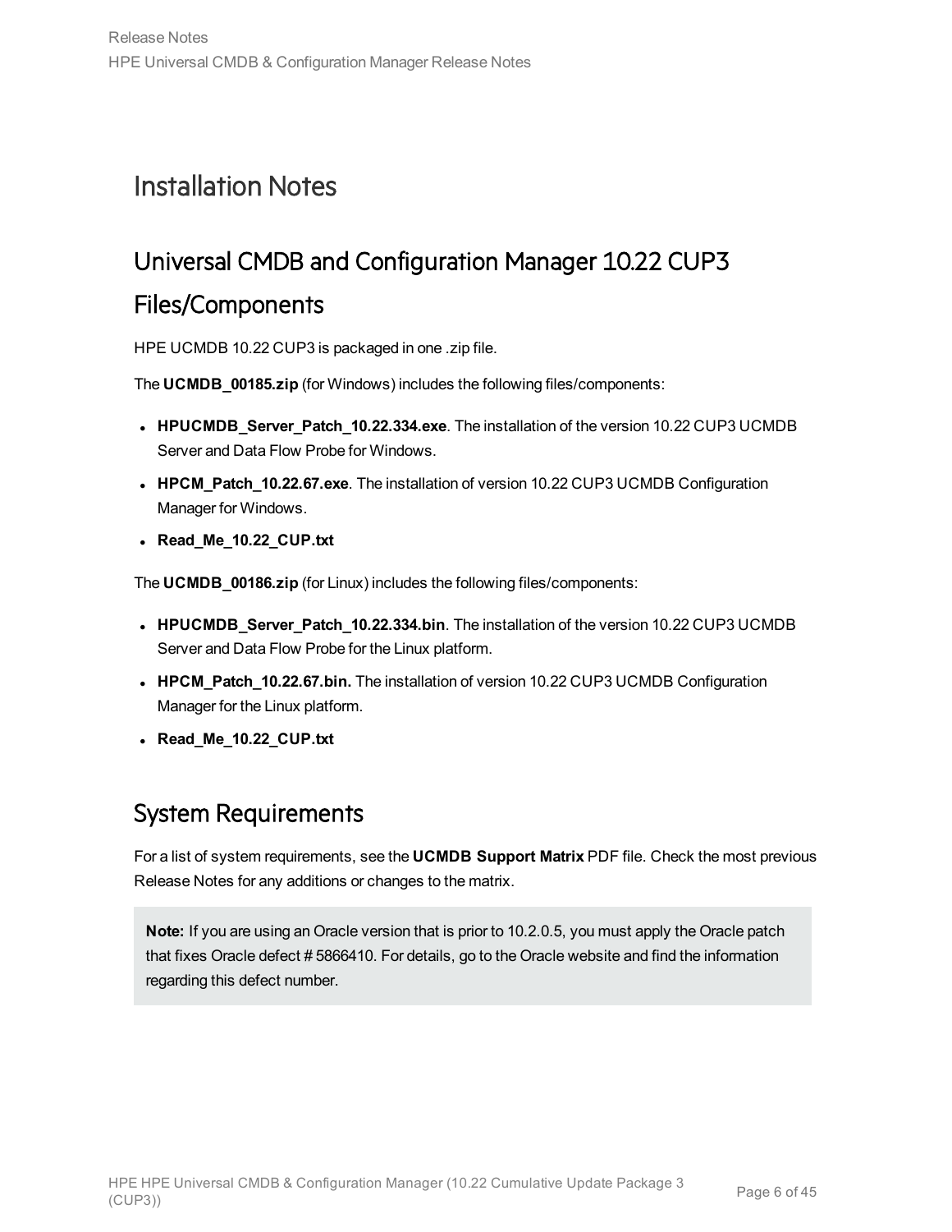# Installation Notes

## Universal CMDB and Configuration Manager 10.22 CUP3 Files/Components

HPE UCMDB 10.22 CUP3 is packaged in one .zip file.

The **UCMDB_00185.zip** (for Windows) includes the following files/components:

- **HPUCMDB_Server_Patch_10.22.334.exe**. The installation of the version 10.22 CUP3 UCMDB Server and Data Flow Probe for Windows.
- **HPCM_Patch_10.22.67.exe**. The installation of version 10.22 CUP3 UCMDB Configuration Manager for Windows.
- **Read_Me_10.22_CUP.txt**

The **UCMDB_00186.zip** (for Linux) includes the following files/components:

- **HPUCMDB_Server_Patch_10.22.334.bin**. The installation of the version 10.22 CUP3 UCMDB Server and Data Flow Probe for the Linux platform.
- **HPCM_Patch_10.22.67.bin.** The installation of version 10.22 CUP3 UCMDB Configuration Manager for the Linux platform.
- **Read_Me_10.22_CUP.txt**

## System Requirements

For a list of system requirements, see the **UCMDB Support Matrix** PDF file. Check the most previous Release Notes for any additions or changes to the matrix.

> **Note:** If you are using an Oracle version that is prior to 10.2.0.5, you must apply the Oracle patch that fixes Oracle defect # 5866410. For details, go to the Oracle website and find the information regarding this defect number.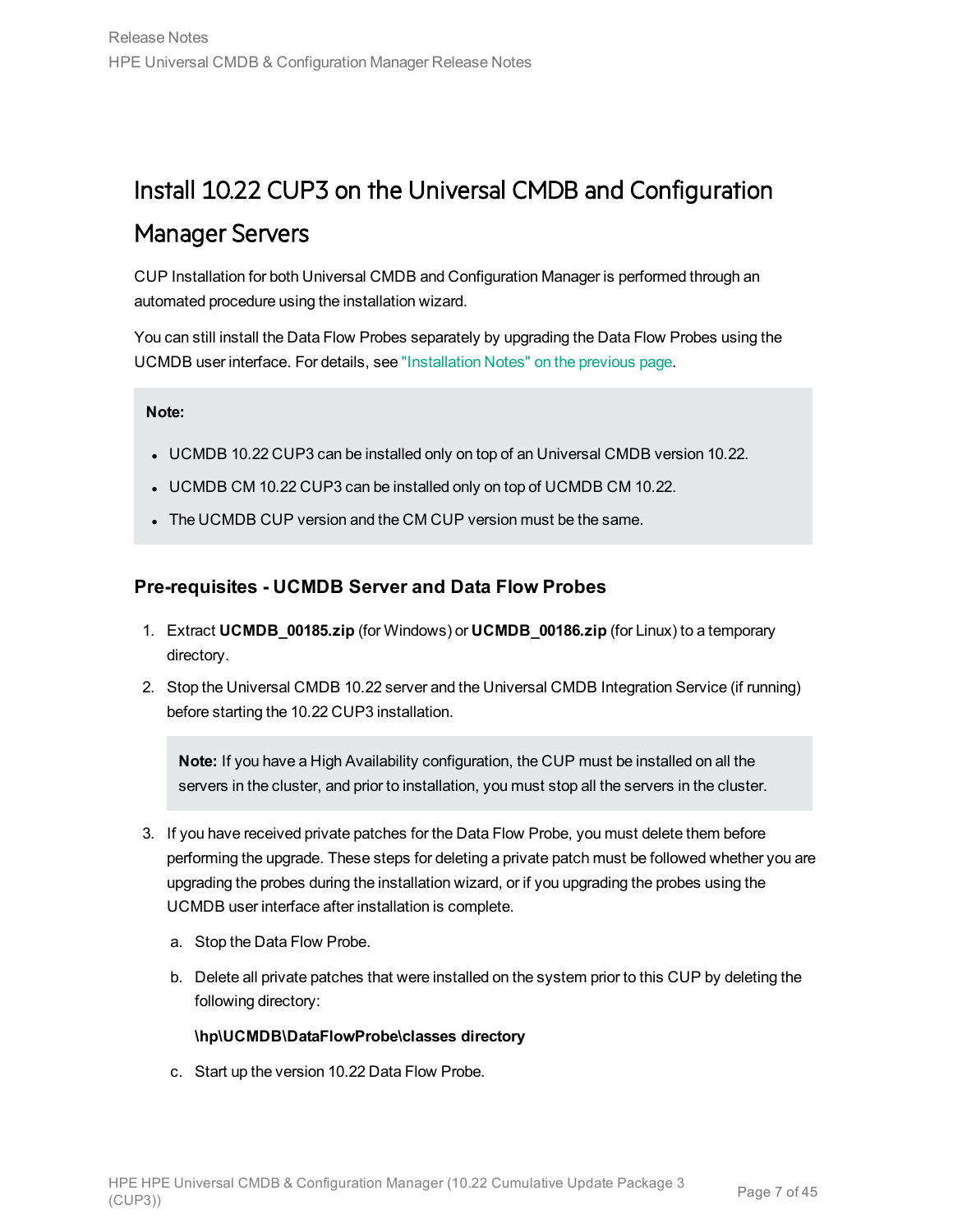# Install 10.22 CUP3 on the Universal CMDB and Configuration Manager Servers

CUP Installation for both Universal CMDB and Configuration Manager is performed through an automated procedure using the installation wizard.

You can still install the Data Flow Probes separately by upgrading the Data Flow Probes using the UCMDB user interface. For details, see "Installation Notes" on the previous page.

> **Note:**
>
> - UCMDB 10.22 CUP3 can be installed only on top of an Universal CMDB version 10.22.
> - UCMDB CM 10.22 CUP3 can be installed only on top of UCMDB CM 10.22.
> - The UCMDB CUP version and the CM CUP version must be the same.

### Pre-requisites - UCMDB Server and Data Flow Probes

1. Extract **UCMDB_00185.zip** (for Windows) or **UCMDB_00186.zip** (for Linux) to a temporary directory.
2. Stop the Universal CMDB 10.22 server and the Universal CMDB Integration Service (if running) before starting the 10.22 CUP3 installation.

   > **Note:** If you have a High Availability configuration, the CUP must be installed on all the servers in the cluster, and prior to installation, you must stop all the servers in the cluster.

3. If you have received private patches for the Data Flow Probe, you must delete them before performing the upgrade. These steps for deleting a private patch must be followed whether you are upgrading the probes during the installation wizard, or if you upgrading the probes using the UCMDB user interface after installation is complete.

   a. Stop the Data Flow Probe.

   b. Delete all private patches that were installed on the system prior to this CUP by deleting the following directory:

      **\hp\UCMDB\DataFlowProbe\classes directory**

   c. Start up the version 10.22 Data Flow Probe.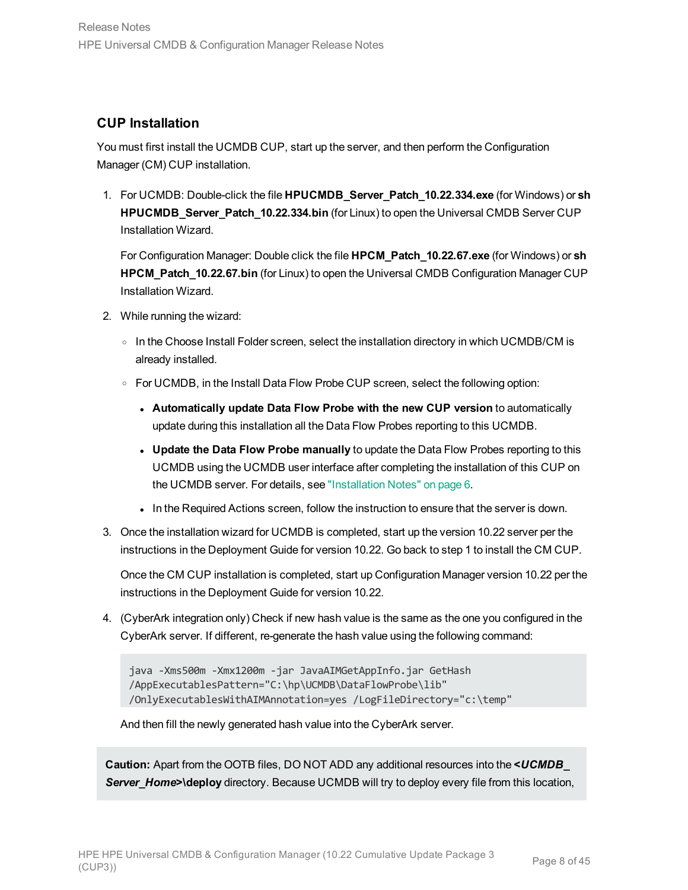## CUP Installation

You must first install the UCMDB CUP, start up the server, and then perform the Configuration Manager (CM) CUP installation.

1. For UCMDB: Double-click the file **HPUCMDB_Server_Patch_10.22.334.exe** (for Windows) or **sh HPUCMDB_Server_Patch_10.22.334.bin** (for Linux) to open the Universal CMDB Server CUP Installation Wizard.

   For Configuration Manager: Double click the file **HPCM_Patch_10.22.67.exe** (for Windows) or **sh HPCM_Patch_10.22.67.bin** (for Linux) to open the Universal CMDB Configuration Manager CUP Installation Wizard.

2. While running the wizard:

   - In the Choose Install Folder screen, select the installation directory in which UCMDB/CM is already installed.
   - For UCMDB, in the Install Data Flow Probe CUP screen, select the following option:
     - **Automatically update Data Flow Probe with the new CUP version** to automatically update during this installation all the Data Flow Probes reporting to this UCMDB.
     - **Update the Data Flow Probe manually** to update the Data Flow Probes reporting to this UCMDB using the UCMDB user interface after completing the installation of this CUP on the UCMDB server. For details, see "Installation Notes" on page 6.
     - In the Required Actions screen, follow the instruction to ensure that the server is down.

3. Once the installation wizard for UCMDB is completed, start up the version 10.22 server per the instructions in the Deployment Guide for version 10.22. Go back to step 1 to install the CM CUP.

   Once the CM CUP installation is completed, start up Configuration Manager version 10.22 per the instructions in the Deployment Guide for version 10.22.

4. (CyberArk integration only) Check if new hash value is the same as the one you configured in the CyberArk server. If different, re-generate the hash value using the following command:

   ```
   java -Xms500m -Xmx1200m -jar JavaAIMGetAppInfo.jar GetHash
   /AppExecutablesPattern="C:\hp\UCMDB\DataFlowProbe\lib"
   /OnlyExecutablesWithAIMAnnotation=yes /LogFileDirectory="c:\temp"
   ```

   And then fill the newly generated hash value into the CyberArk server.

> **Caution:** Apart from the OOTB files, DO NOT ADD any additional resources into the ***<UCMDB_Server_Home>*\deploy** directory. Because UCMDB will try to deploy every file from this location,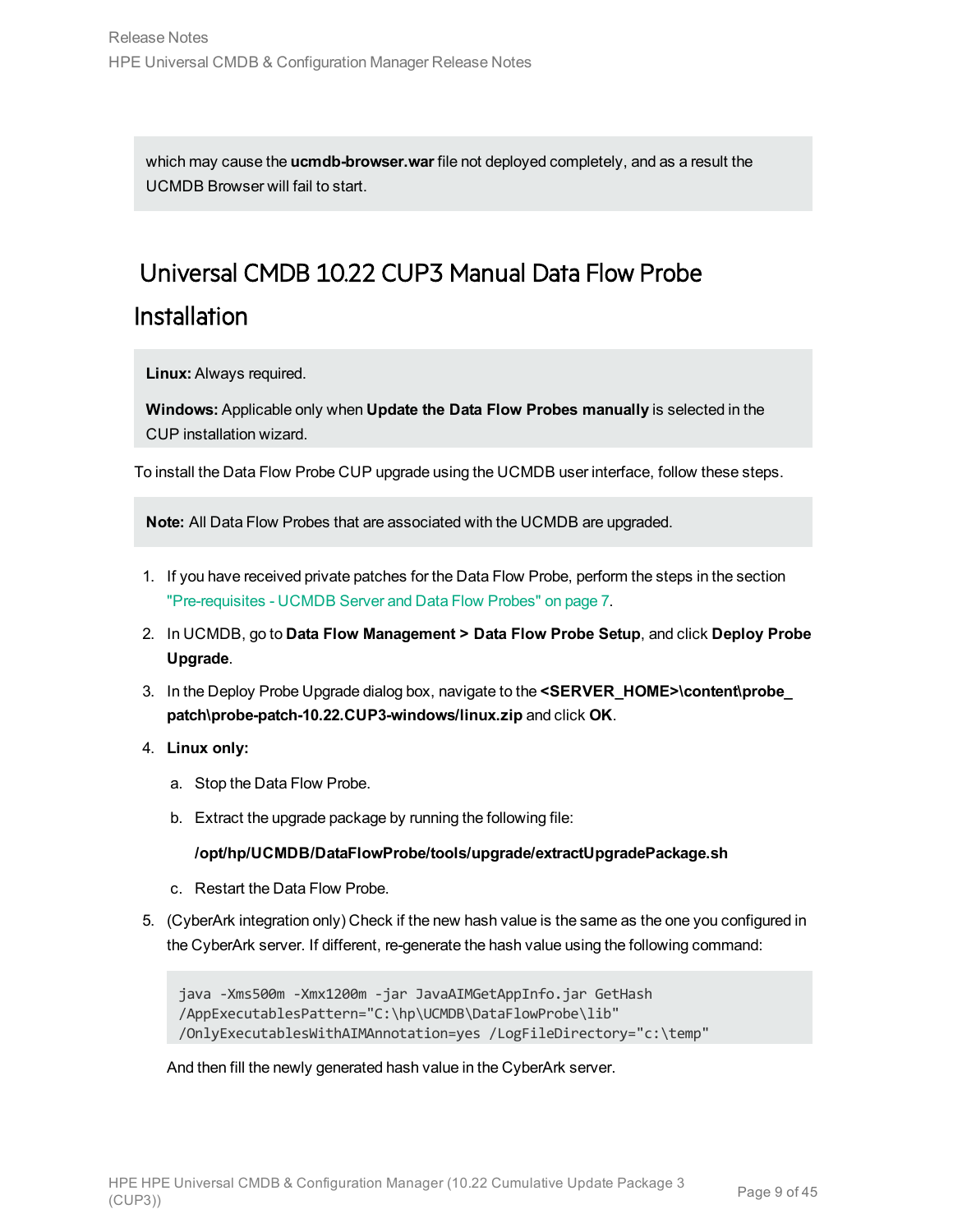which may cause the **ucmdb-browser.war** file not deployed completely, and as a result the UCMDB Browser will fail to start.

## Universal CMDB 10.22 CUP3 Manual Data Flow Probe Installation

**Linux:** Always required.

**Windows:** Applicable only when **Update the Data Flow Probes manually** is selected in the CUP installation wizard.

To install the Data Flow Probe CUP upgrade using the UCMDB user interface, follow these steps.

**Note:** All Data Flow Probes that are associated with the UCMDB are upgraded.

1. If you have received private patches for the Data Flow Probe, perform the steps in the section "Pre-requisites - UCMDB Server and Data Flow Probes" on page 7.
2. In UCMDB, go to **Data Flow Management > Data Flow Probe Setup**, and click **Deploy Probe Upgrade**.
3. In the Deploy Probe Upgrade dialog box, navigate to the **<SERVER_HOME>\content\probe_patch\probe-patch-10.22.CUP3-windows/linux.zip** and click **OK**.
4. **Linux only:**
   a. Stop the Data Flow Probe.
   b. Extract the upgrade package by running the following file:

      **/opt/hp/UCMDB/DataFlowProbe/tools/upgrade/extractUpgradePackage.sh**
   c. Restart the Data Flow Probe.
5. (CyberArk integration only) Check if the new hash value is the same as the one you configured in the CyberArk server. If different, re-generate the hash value using the following command:

   ```
   java -Xms500m -Xmx1200m -jar JavaAIMGetAppInfo.jar GetHash
   /AppExecutablesPattern="C:\hp\UCMDB\DataFlowProbe\lib"
   /OnlyExecutablesWithAIMAnnotation=yes /LogFileDirectory="c:\temp"
   ```

   And then fill the newly generated hash value in the CyberArk server.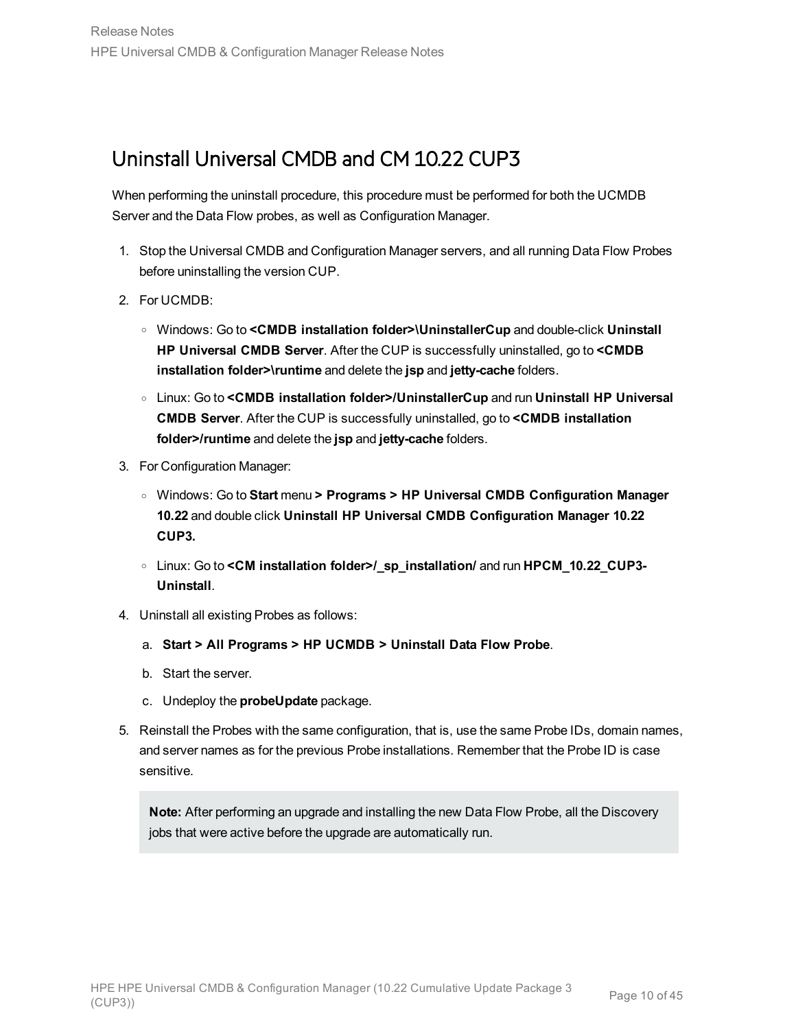## Uninstall Universal CMDB and CM 10.22 CUP3

When performing the uninstall procedure, this procedure must be performed for both the UCMDB Server and the Data Flow probes, as well as Configuration Manager.

1. Stop the Universal CMDB and Configuration Manager servers, and all running Data Flow Probes before uninstalling the version CUP.
2. For UCMDB:
   - Windows: Go to **<CMDB installation folder>\UninstallerCup** and double-click **Uninstall HP Universal CMDB Server**. After the CUP is successfully uninstalled, go to **<CMDB installation folder>\runtime** and delete the **jsp** and **jetty-cache** folders.
   - Linux: Go to **<CMDB installation folder>/UninstallerCup** and run **Uninstall HP Universal CMDB Server**. After the CUP is successfully uninstalled, go to **<CMDB installation folder>/runtime** and delete the **jsp** and **jetty-cache** folders.
3. For Configuration Manager:
   - Windows: Go to **Start** menu **> Programs > HP Universal CMDB Configuration Manager 10.22** and double click **Uninstall HP Universal CMDB Configuration Manager 10.22 CUP3.**
   - Linux: Go to **<CM installation folder>/_sp_installation/** and run **HPCM_10.22_CUP3-Uninstall**.
4. Uninstall all existing Probes as follows:
   a. **Start > All Programs > HP UCMDB > Uninstall Data Flow Probe**.
   b. Start the server.
   c. Undeploy the **probeUpdate** package.
5. Reinstall the Probes with the same configuration, that is, use the same Probe IDs, domain names, and server names as for the previous Probe installations. Remember that the Probe ID is case sensitive.

> **Note:** After performing an upgrade and installing the new Data Flow Probe, all the Discovery jobs that were active before the upgrade are automatically run.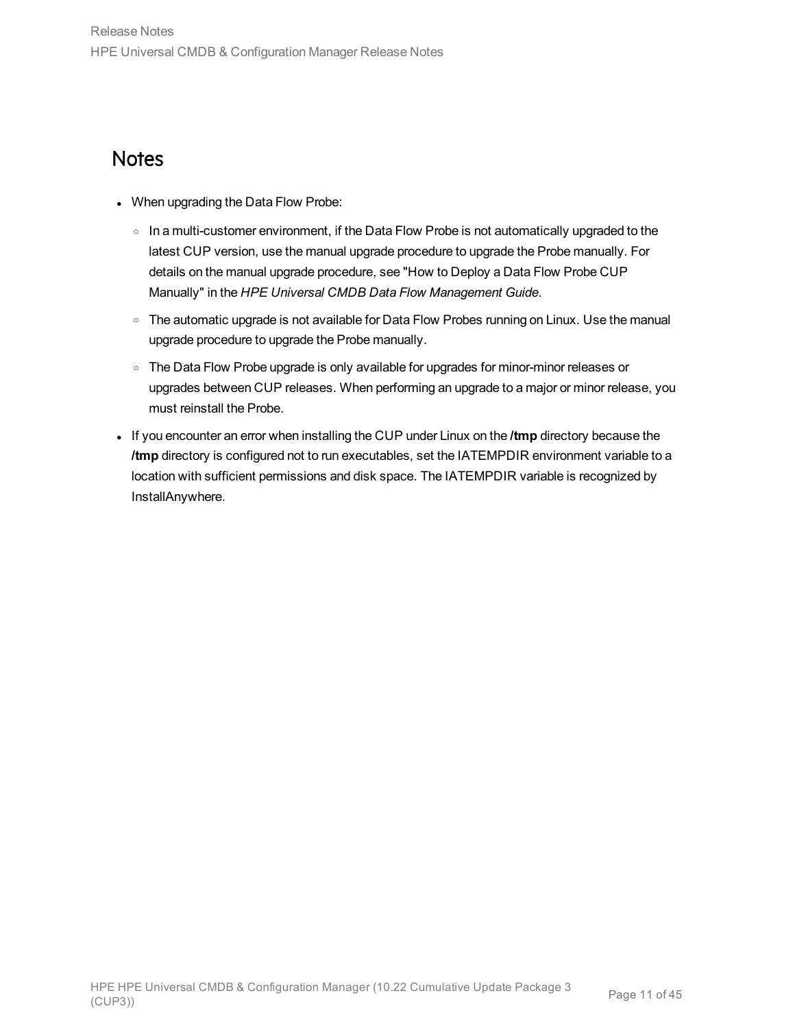## Notes

- When upgrading the Data Flow Probe:
  - In a multi-customer environment, if the Data Flow Probe is not automatically upgraded to the latest CUP version, use the manual upgrade procedure to upgrade the Probe manually. For details on the manual upgrade procedure, see "How to Deploy a Data Flow Probe CUP Manually" in the *HPE Universal CMDB Data Flow Management Guide*.
  - The automatic upgrade is not available for Data Flow Probes running on Linux. Use the manual upgrade procedure to upgrade the Probe manually.
  - The Data Flow Probe upgrade is only available for upgrades for minor-minor releases or upgrades between CUP releases. When performing an upgrade to a major or minor release, you must reinstall the Probe.
- If you encounter an error when installing the CUP under Linux on the **/tmp** directory because the **/tmp** directory is configured not to run executables, set the IATEMPDIR environment variable to a location with sufficient permissions and disk space. The IATEMPDIR variable is recognized by InstallAnywhere.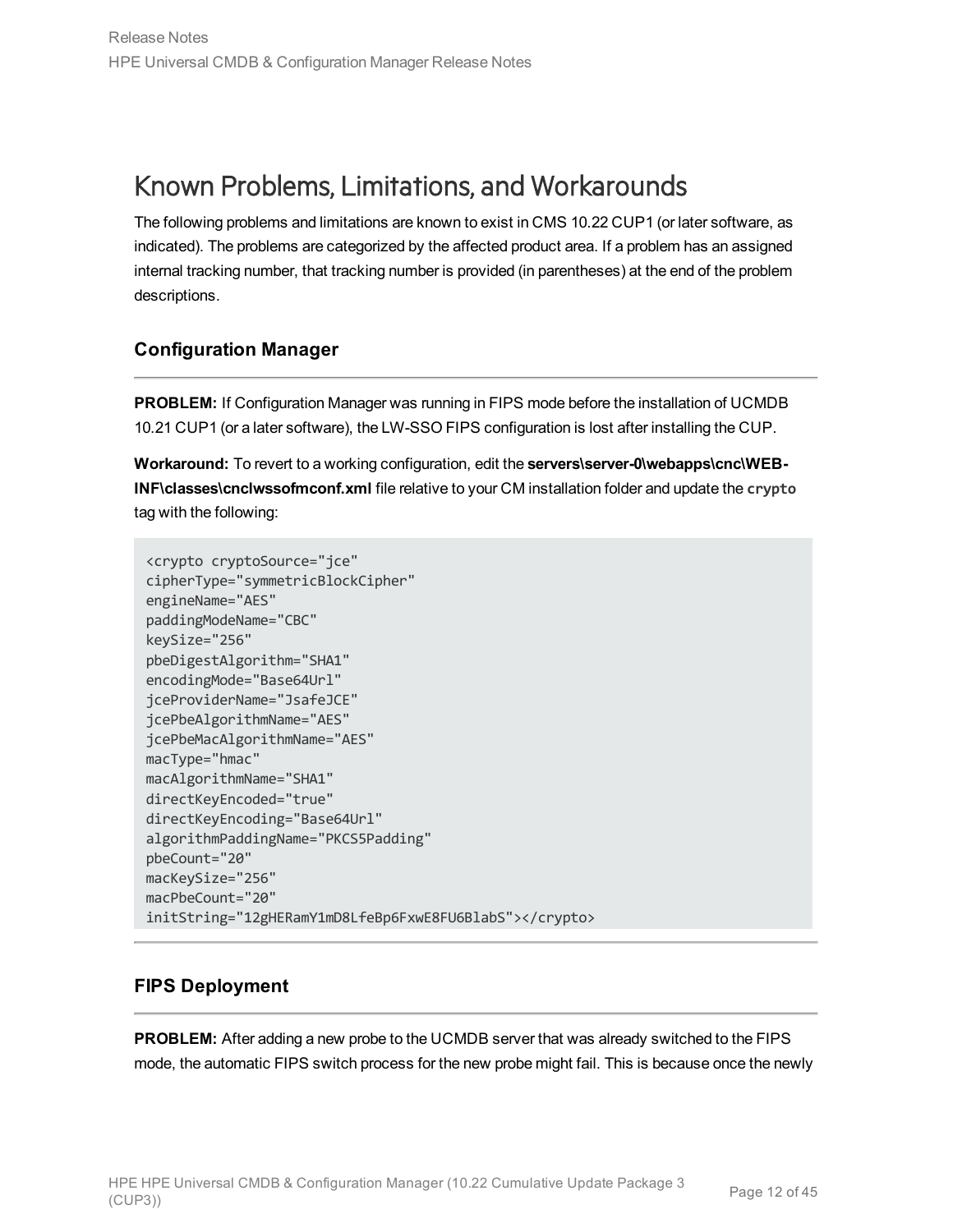# Known Problems, Limitations, and Workarounds

The following problems and limitations are known to exist in CMS 10.22 CUP1 (or later software, as indicated). The problems are categorized by the affected product area. If a problem has an assigned internal tracking number, that tracking number is provided (in parentheses) at the end of the problem descriptions.

### Configuration Manager

---

**PROBLEM:** If Configuration Manager was running in FIPS mode before the installation of UCMDB 10.21 CUP1 (or a later software), the LW-SSO FIPS configuration is lost after installing the CUP.

**Workaround:** To revert to a working configuration, edit the **servers\server-0\webapps\cnc\WEB-INF\classes\cnclwssofmconf.xml** file relative to your CM installation folder and update the `crypto` tag with the following:

```
<crypto cryptoSource="jce"
cipherType="symmetricBlockCipher"
engineName="AES"
paddingModeName="CBC"
keySize="256"
pbeDigestAlgorithm="SHA1"
encodingMode="Base64Url"
jceProviderName="JsafeJCE"
jcePbeAlgorithmName="AES"
jcePbeMacAlgorithmName="AES"
macType="hmac"
macAlgorithmName="SHA1"
directKeyEncoded="true"
directKeyEncoding="Base64Url"
algorithmPaddingName="PKCS5Padding"
pbeCount="20"
macKeySize="256"
macPbeCount="20"
initString="12gHERamY1mD8LfeBp6FxwE8FU6BlabS"></crypto>
```

---

### FIPS Deployment

---

**PROBLEM:** After adding a new probe to the UCMDB server that was already switched to the FIPS mode, the automatic FIPS switch process for the new probe might fail. This is because once the newly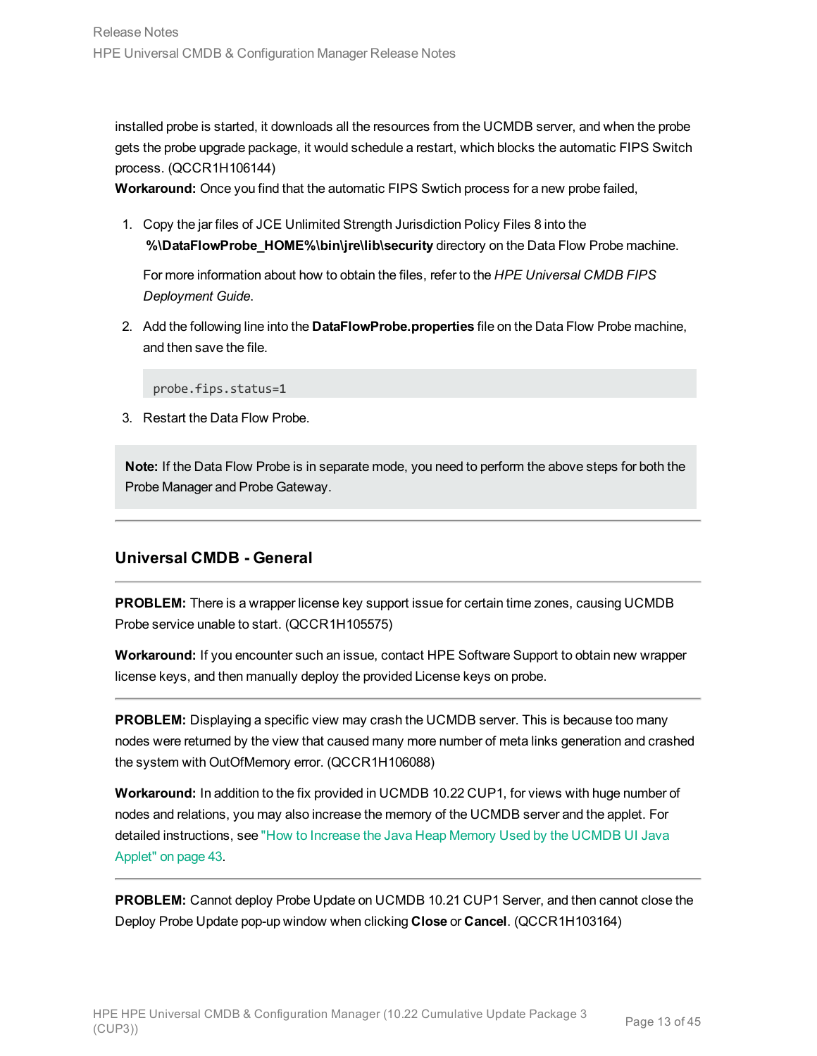installed probe is started, it downloads all the resources from the UCMDB server, and when the probe gets the probe upgrade package, it would schedule a restart, which blocks the automatic FIPS Switch process. (QCCR1H106144)

**Workaround:** Once you find that the automatic FIPS Swtich process for a new probe failed,

1. Copy the jar files of JCE Unlimited Strength Jurisdiction Policy Files 8 into the **%\DataFlowProbe_HOME%\bin\jre\lib\security** directory on the Data Flow Probe machine.

   For more information about how to obtain the files, refer to the *HPE Universal CMDB FIPS Deployment Guide*.

2. Add the following line into the **DataFlowProbe.properties** file on the Data Flow Probe machine, and then save the file.

   ```
   probe.fips.status=1
   ```

3. Restart the Data Flow Probe.

> **Note:** If the Data Flow Probe is in separate mode, you need to perform the above steps for both the Probe Manager and Probe Gateway.

---

### Universal CMDB - General

---

**PROBLEM:** There is a wrapper license key support issue for certain time zones, causing UCMDB Probe service unable to start. (QCCR1H105575)

**Workaround:** If you encounter such an issue, contact HPE Software Support to obtain new wrapper license keys, and then manually deploy the provided License keys on probe.

---

**PROBLEM:** Displaying a specific view may crash the UCMDB server. This is because too many nodes were returned by the view that caused many more number of meta links generation and crashed the system with OutOfMemory error. (QCCR1H106088)

**Workaround:** In addition to the fix provided in UCMDB 10.22 CUP1, for views with huge number of nodes and relations, you may also increase the memory of the UCMDB server and the applet. For detailed instructions, see "How to Increase the Java Heap Memory Used by the UCMDB UI Java Applet" on page 43.

---

**PROBLEM:** Cannot deploy Probe Update on UCMDB 10.21 CUP1 Server, and then cannot close the Deploy Probe Update pop-up window when clicking **Close** or **Cancel**. (QCCR1H103164)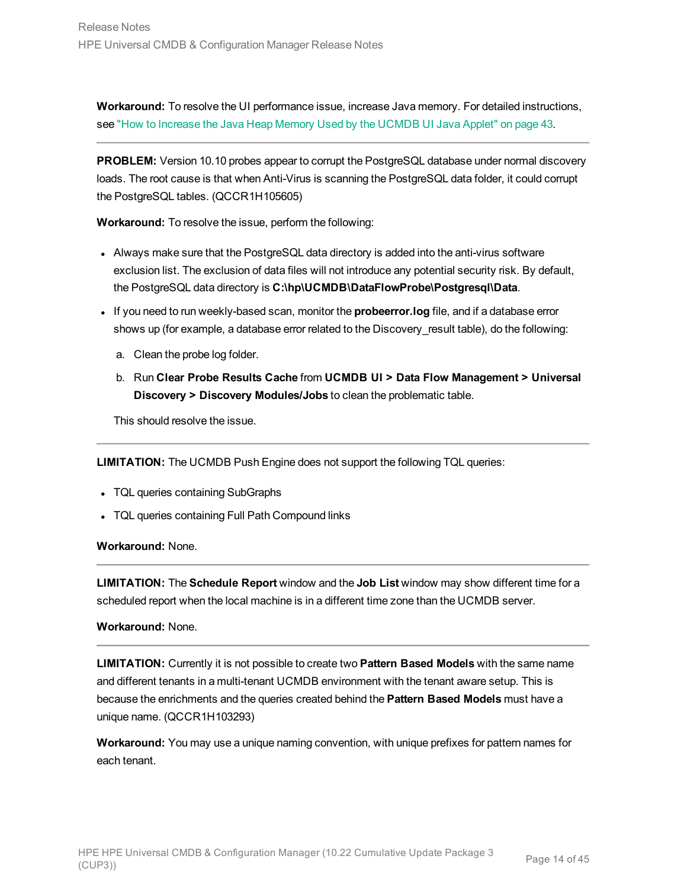**Workaround:** To resolve the UI performance issue, increase Java memory. For detailed instructions, see "How to Increase the Java Heap Memory Used by the UCMDB UI Java Applet" on page 43.

---

**PROBLEM:** Version 10.10 probes appear to corrupt the PostgreSQL database under normal discovery loads. The root cause is that when Anti-Virus is scanning the PostgreSQL data folder, it could corrupt the PostgreSQL tables. (QCCR1H105605)

**Workaround:** To resolve the issue, perform the following:

- Always make sure that the PostgreSQL data directory is added into the anti-virus software exclusion list. The exclusion of data files will not introduce any potential security risk. By default, the PostgreSQL data directory is **C:\hp\UCMDB\DataFlowProbe\Postgresql\Data**.
- If you need to run weekly-based scan, monitor the **probeerror.log** file, and if a database error shows up (for example, a database error related to the Discovery_result table), do the following:

  a. Clean the probe log folder.

  b. Run **Clear Probe Results Cache** from **UCMDB UI > Data Flow Management > Universal Discovery > Discovery Modules/Jobs** to clean the problematic table.

  This should resolve the issue.

---

**LIMITATION:** The UCMDB Push Engine does not support the following TQL queries:

- TQL queries containing SubGraphs
- TQL queries containing Full Path Compound links

**Workaround:** None.

---

**LIMITATION:** The **Schedule Report** window and the **Job List** window may show different time for a scheduled report when the local machine is in a different time zone than the UCMDB server.

**Workaround:** None.

---

**LIMITATION:** Currently it is not possible to create two **Pattern Based Models** with the same name and different tenants in a multi-tenant UCMDB environment with the tenant aware setup. This is because the enrichments and the queries created behind the **Pattern Based Models** must have a unique name. (QCCR1H103293)

**Workaround:** You may use a unique naming convention, with unique prefixes for pattern names for each tenant.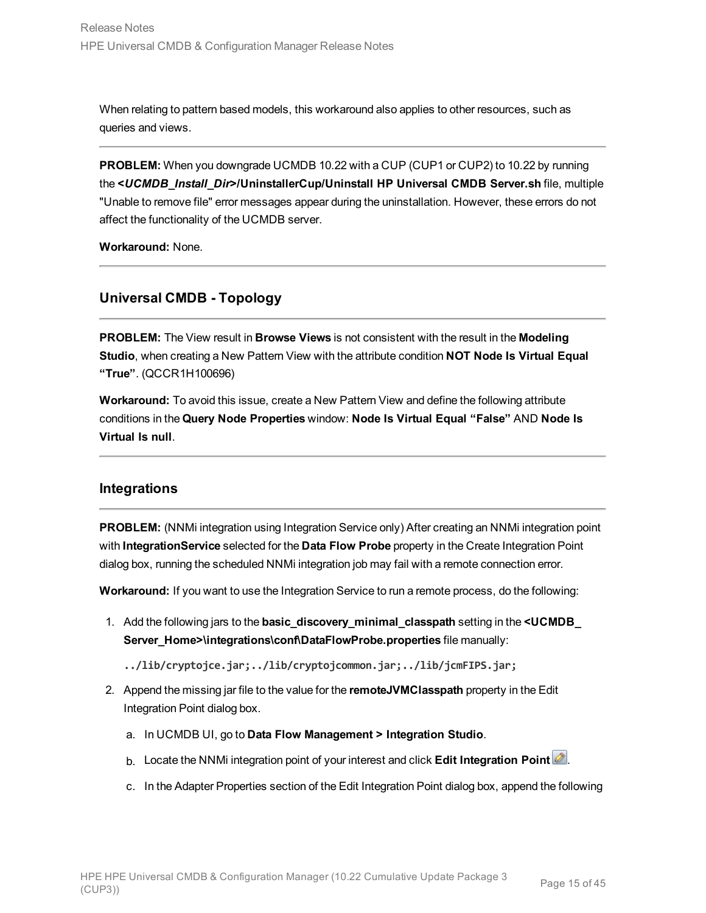When relating to pattern based models, this workaround also applies to other resources, such as queries and views.

---

**PROBLEM:** When you downgrade UCMDB 10.22 with a CUP (CUP1 or CUP2) to 10.22 by running the ***<UCMDB_Install_Dir>*/UninstallerCup/Uninstall HP Universal CMDB Server.sh** file, multiple "Unable to remove file" error messages appear during the uninstallation. However, these errors do not affect the functionality of the UCMDB server.

**Workaround:** None.

---

### Universal CMDB - Topology

---

**PROBLEM:** The View result in **Browse Views** is not consistent with the result in the **Modeling Studio**, when creating a New Pattern View with the attribute condition **NOT Node Is Virtual Equal "True"**. (QCCR1H100696)

**Workaround:** To avoid this issue, create a New Pattern View and define the following attribute conditions in the **Query Node Properties** window: **Node Is Virtual Equal "False"** AND **Node Is Virtual Is null**.

---

### Integrations

---

**PROBLEM:** (NNMi integration using Integration Service only) After creating an NNMi integration point with **IntegrationService** selected for the **Data Flow Probe** property in the Create Integration Point dialog box, running the scheduled NNMi integration job may fail with a remote connection error.

**Workaround:** If you want to use the Integration Service to run a remote process, do the following:

1. Add the following jars to the **basic_discovery_minimal_classpath** setting in the **<UCMDB_Server_Home>\integrations\conf\DataFlowProbe.properties** file manually:

   ```
   ../lib/cryptojce.jar;../lib/cryptojcommon.jar;../lib/jcmFIPS.jar;
   ```

2. Append the missing jar file to the value for the **remoteJVMClasspath** property in the Edit Integration Point dialog box.

   a. In UCMDB UI, go to **Data Flow Management > Integration Studio**.

   b. Locate the NNMi integration point of your interest and click **Edit Integration Point**.

   c. In the Adapter Properties section of the Edit Integration Point dialog box, append the following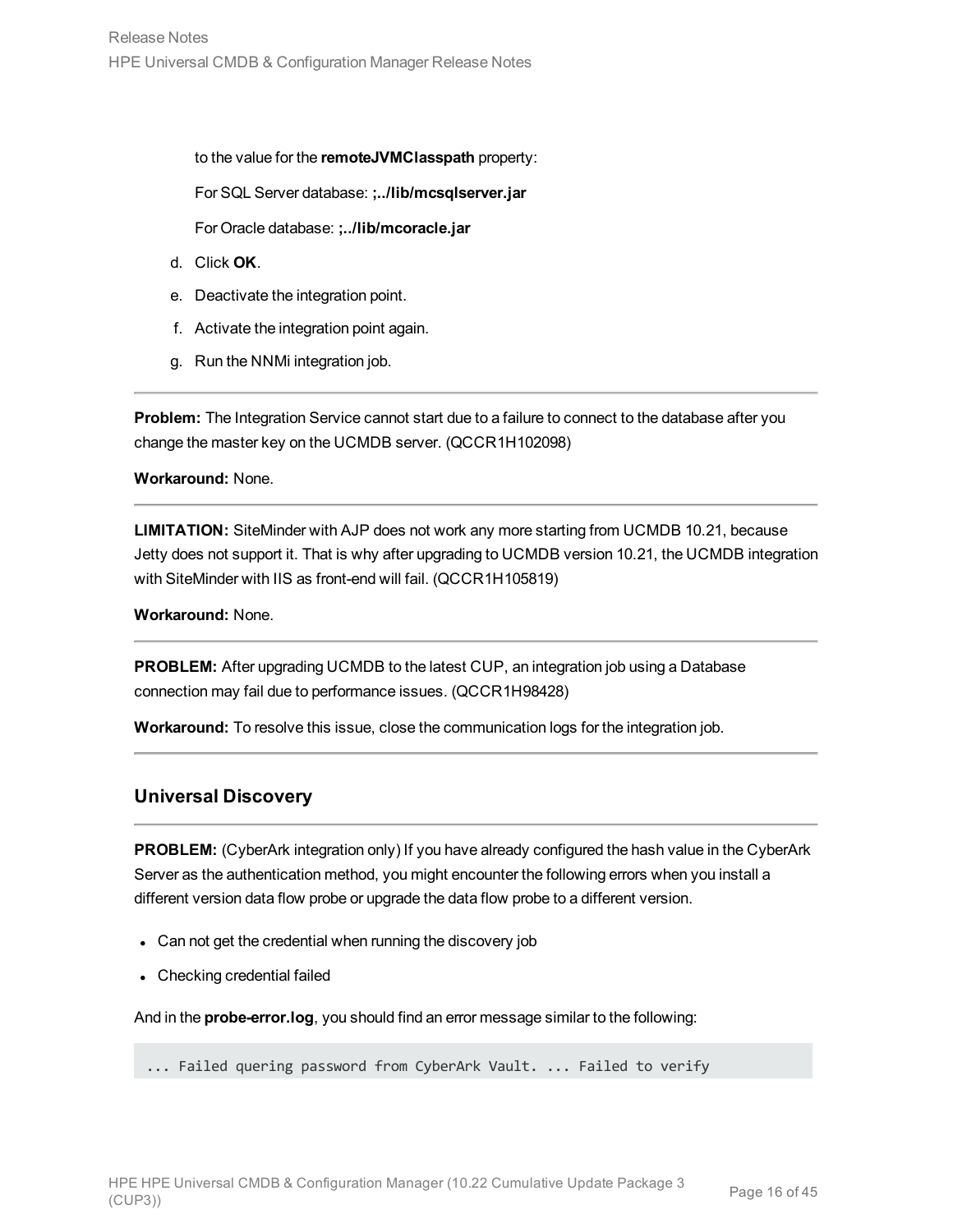to the value for the **remoteJVMClasspath** property:

For SQL Server database: **;../lib/mcsqlserver.jar**

For Oracle database: **;../lib/mcoracle.jar**

d. Click **OK**.

e. Deactivate the integration point.

f. Activate the integration point again.

g. Run the NNMi integration job.

---

**Problem:** The Integration Service cannot start due to a failure to connect to the database after you change the master key on the UCMDB server. (QCCR1H102098)

**Workaround:** None.

---

**LIMITATION:** SiteMinder with AJP does not work any more starting from UCMDB 10.21, because Jetty does not support it. That is why after upgrading to UCMDB version 10.21, the UCMDB integration with SiteMinder with IIS as front-end will fail. (QCCR1H105819)

**Workaround:** None.

---

**PROBLEM:** After upgrading UCMDB to the latest CUP, an integration job using a Database connection may fail due to performance issues. (QCCR1H98428)

**Workaround:** To resolve this issue, close the communication logs for the integration job.

---

### Universal Discovery

---

**PROBLEM:** (CyberArk integration only) If you have already configured the hash value in the CyberArk Server as the authentication method, you might encounter the following errors when you install a different version data flow probe or upgrade the data flow probe to a different version.

- Can not get the credential when running the discovery job
- Checking credential failed

And in the **probe-error.log**, you should find an error message similar to the following:

```
... Failed quering password from CyberArk Vault. ... Failed to verify
```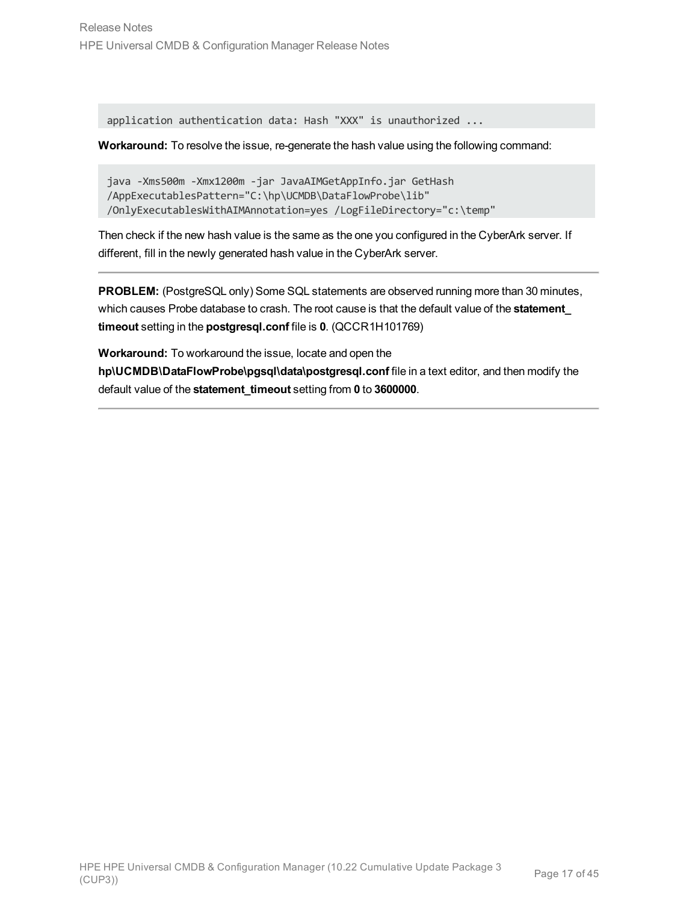```
application authentication data: Hash "XXX" is unauthorized ...
```

**Workaround:** To resolve the issue, re-generate the hash value using the following command:

```
java -Xms500m -Xmx1200m -jar JavaAIMGetAppInfo.jar GetHash
/AppExecutablesPattern="C:\hp\UCMDB\DataFlowProbe\lib"
/OnlyExecutablesWithAIMAnnotation=yes /LogFileDirectory="c:\temp"
```

Then check if the new hash value is the same as the one you configured in the CyberArk server. If different, fill in the newly generated hash value in the CyberArk server.

---

**PROBLEM:** (PostgreSQL only) Some SQL statements are observed running more than 30 minutes, which causes Probe database to crash. The root cause is that the default value of the **statement_timeout** setting in the **postgresql.conf** file is **0**. (QCCR1H101769)

**Workaround:** To workaround the issue, locate and open the **hp\UCMDB\DataFlowProbe\pgsql\data\postgresql.conf** file in a text editor, and then modify the default value of the **statement_timeout** setting from **0** to **3600000**.

---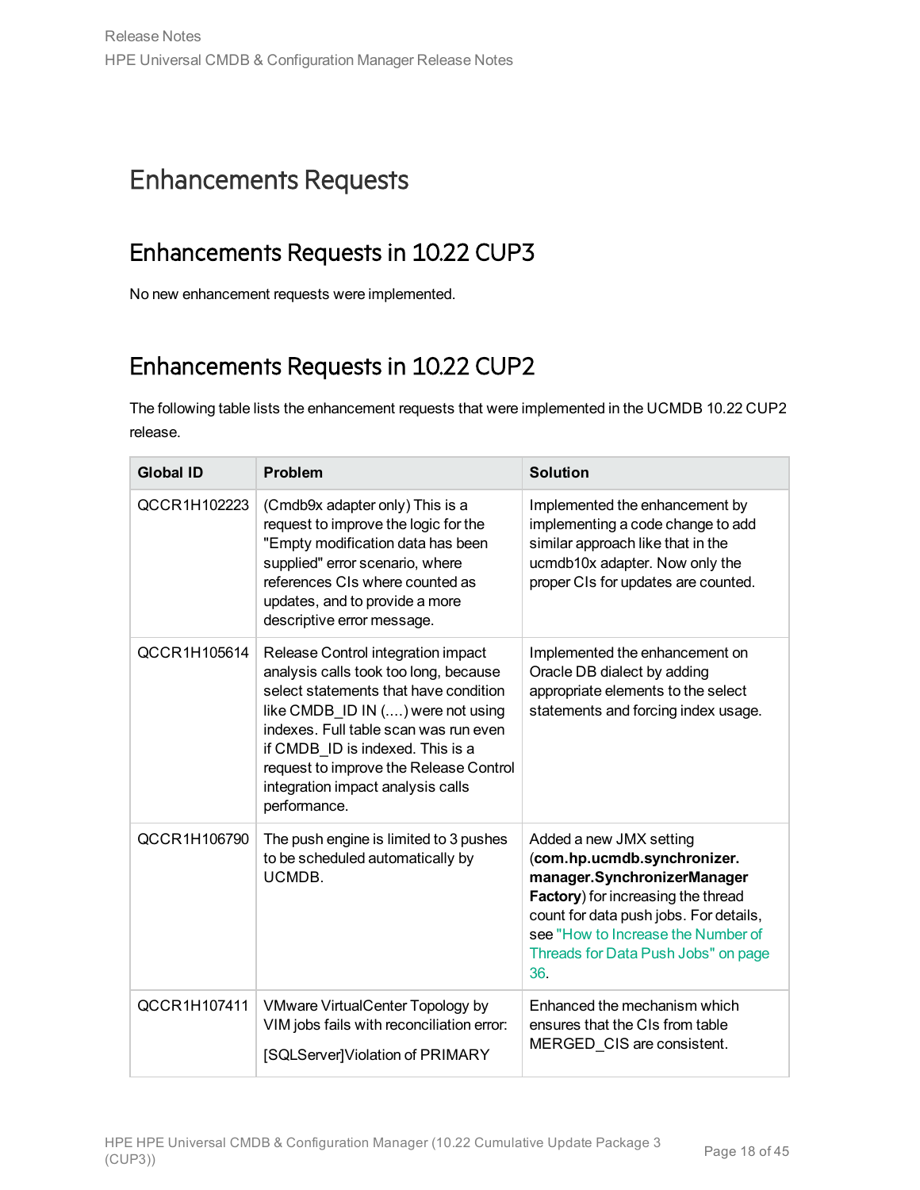# Enhancements Requests

## Enhancements Requests in 10.22 CUP3

No new enhancement requests were implemented.

## Enhancements Requests in 10.22 CUP2

The following table lists the enhancement requests that were implemented in the UCMDB 10.22 CUP2 release.

| Global ID | Problem | Solution |
|---|---|---|
| QCCR1H102223 | (Cmdb9x adapter only) This is a request to improve the logic for the "Empty modification data has been supplied" error scenario, where references CIs where counted as updates, and to provide a more descriptive error message. | Implemented the enhancement by implementing a code change to add similar approach like that in the ucmdb10x adapter. Now only the proper CIs for updates are counted. |
| QCCR1H105614 | Release Control integration impact analysis calls took too long, because select statements that have condition like CMDB_ID IN (….) were not using indexes. Full table scan was run even if CMDB_ID is indexed. This is a request to improve the Release Control integration impact analysis calls performance. | Implemented the enhancement on Oracle DB dialect by adding appropriate elements to the select statements and forcing index usage. |
| QCCR1H106790 | The push engine is limited to 3 pushes to be scheduled automatically by UCMDB. | Added a new JMX setting (**com.hp.ucmdb.synchronizer. manager.SynchronizerManager Factory**) for increasing the thread count for data push jobs. For details, see "How to Increase the Number of Threads for Data Push Jobs" on page 36. |
| QCCR1H107411 | VMware VirtualCenter Topology by VIM jobs fails with reconciliation error:<br><br>[SQLServer]Violation of PRIMARY | Enhanced the mechanism which ensures that the CIs from table MERGED_CIS are consistent. |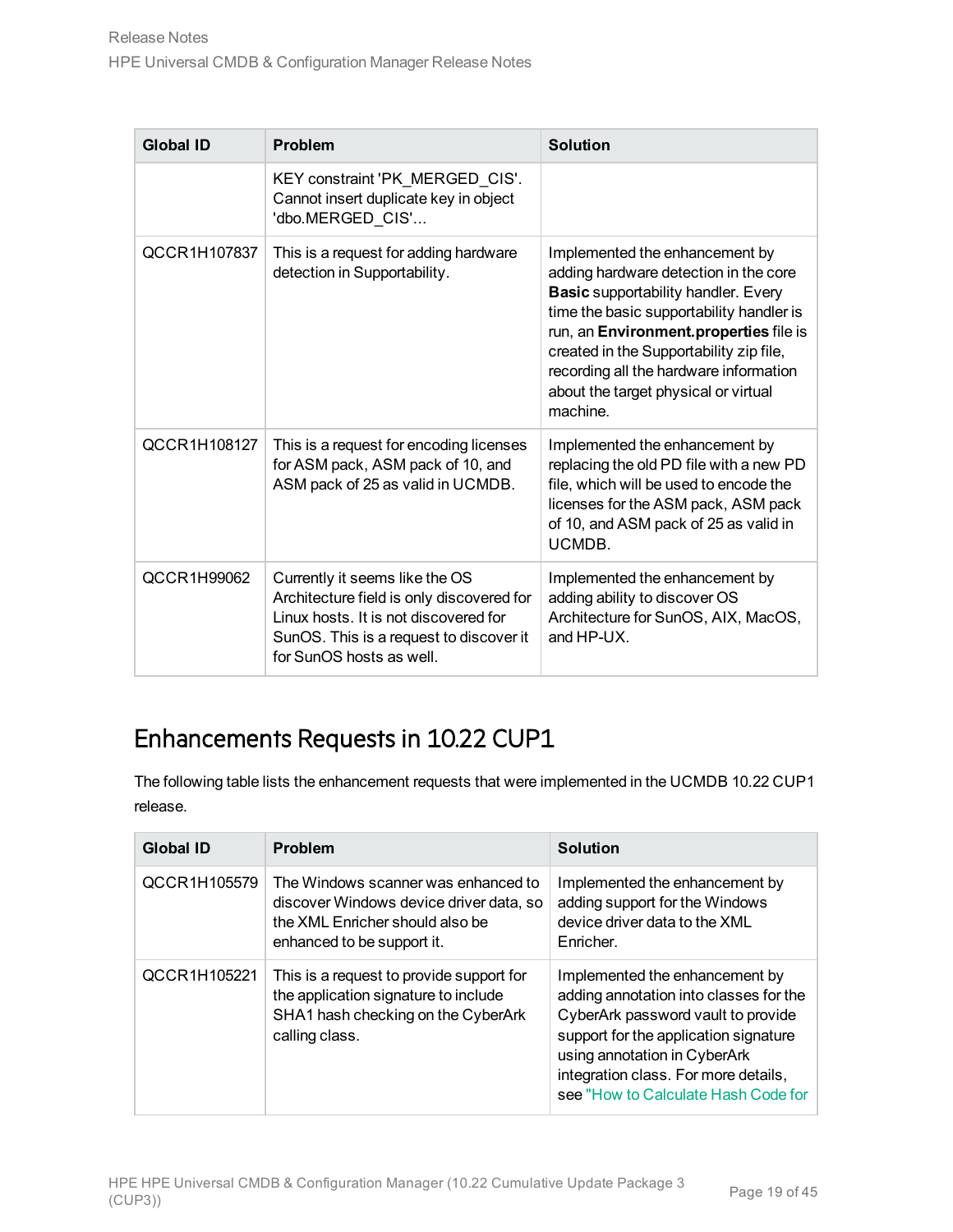| Global ID | Problem | Solution |
| --- | --- | --- |
| | KEY constraint 'PK_MERGED_CIS'. Cannot insert duplicate key in object 'dbo.MERGED_CIS'... | |
| QCCR1H107837 | This is a request for adding hardware detection in Supportability. | Implemented the enhancement by adding hardware detection in the core **Basic** supportability handler. Every time the basic supportability handler is run, an **Environment.properties** file is created in the Supportability zip file, recording all the hardware information about the target physical or virtual machine. |
| QCCR1H108127 | This is a request for encoding licenses for ASM pack, ASM pack of 10, and ASM pack of 25 as valid in UCMDB. | Implemented the enhancement by replacing the old PD file with a new PD file, which will be used to encode the licenses for the ASM pack, ASM pack of 10, and ASM pack of 25 as valid in UCMDB. |
| QCCR1H99062 | Currently it seems like the OS Architecture field is only discovered for Linux hosts. It is not discovered for SunOS. This is a request to discover it for SunOS hosts as well. | Implemented the enhancement by adding ability to discover OS Architecture for SunOS, AIX, MacOS, and HP-UX. |

## Enhancements Requests in 10.22 CUP1

The following table lists the enhancement requests that were implemented in the UCMDB 10.22 CUP1 release.

| Global ID | Problem | Solution |
| --- | --- | --- |
| QCCR1H105579 | The Windows scanner was enhanced to discover Windows device driver data, so the XML Enricher should also be enhanced to be support it. | Implemented the enhancement by adding support for the Windows device driver data to the XML Enricher. |
| QCCR1H105221 | This is a request to provide support for the application signature to include SHA1 hash checking on the CyberArk calling class. | Implemented the enhancement by adding annotation into classes for the CyberArk password vault to provide support for the application signature using annotation in CyberArk integration class. For more details, see "How to Calculate Hash Code for |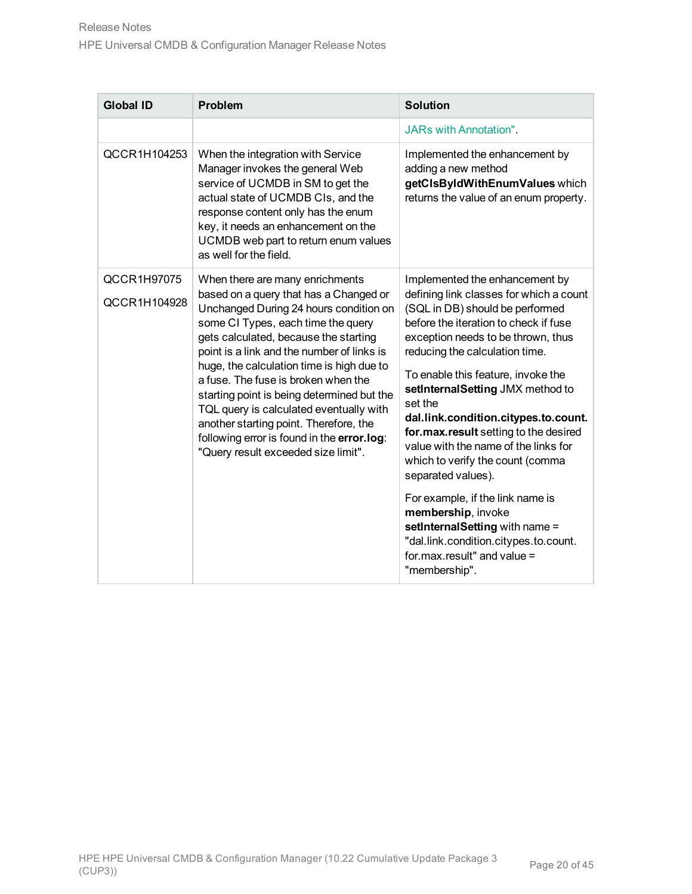| Global ID | Problem | Solution |
| --- | --- | --- |
| | | JARs with Annotation". |
| QCCR1H104253 | When the integration with Service Manager invokes the general Web service of UCMDB in SM to get the actual state of UCMDB CIs, and the response content only has the enum key, it needs an enhancement on the UCMDB web part to return enum values as well for the field. | Implemented the enhancement by adding a new method **getCIsByIdWithEnumValues** which returns the value of an enum property. |
| QCCR1H97075<br><br>QCCR1H104928 | When there are many enrichments based on a query that has a Changed or Unchanged During 24 hours condition on some CI Types, each time the query gets calculated, because the starting point is a link and the number of links is huge, the calculation time is high due to a fuse. The fuse is broken when the starting point is being determined but the TQL query is calculated eventually with another starting point. Therefore, the following error is found in the **error.log**: "Query result exceeded size limit". | Implemented the enhancement by defining link classes for which a count (SQL in DB) should be performed before the iteration to check if fuse exception needs to be thrown, thus reducing the calculation time.<br><br>To enable this feature, invoke the **setInternalSetting** JMX method to set the **dal.link.condition.citypes.to.count.for.max.result** setting to the desired value with the name of the links for which to verify the count (comma separated values).<br><br>For example, if the link name is **membership**, invoke **setInternalSetting** with name = "dal.link.condition.citypes.to.count.for.max.result" and value = "membership". |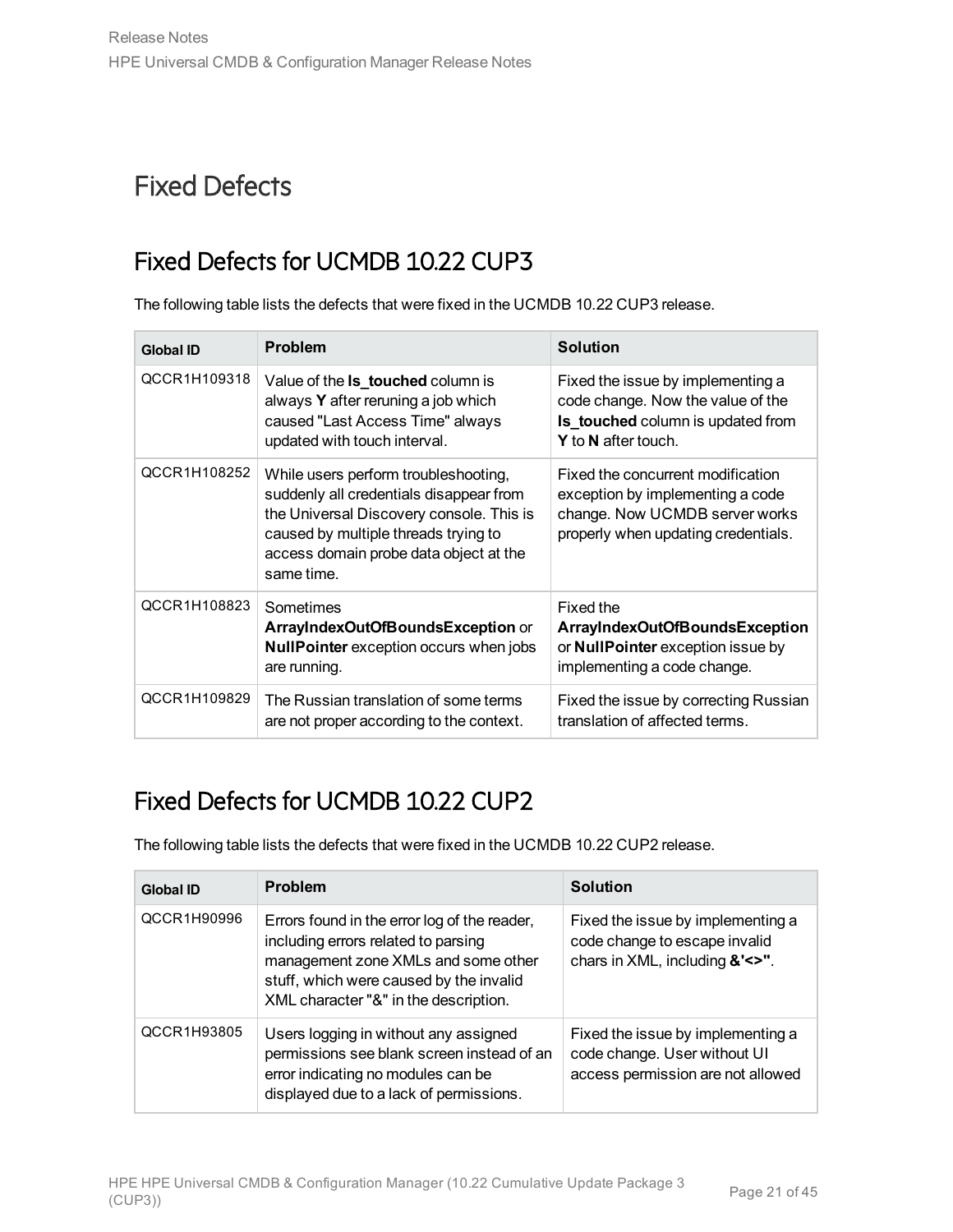# Fixed Defects

## Fixed Defects for UCMDB 10.22 CUP3

The following table lists the defects that were fixed in the UCMDB 10.22 CUP3 release.

| Global ID | Problem | Solution |
| --- | --- | --- |
| QCCR1H109318 | Value of the **Is_touched** column is always **Y** after reruning a job which caused "Last Access Time" always updated with touch interval. | Fixed the issue by implementing a code change. Now the value of the **Is_touched** column is updated from **Y** to **N** after touch. |
| QCCR1H108252 | While users perform troubleshooting, suddenly all credentials disappear from the Universal Discovery console. This is caused by multiple threads trying to access domain probe data object at the same time. | Fixed the concurrent modification exception by implementing a code change. Now UCMDB server works properly when updating credentials. |
| QCCR1H108823 | Sometimes **ArrayIndexOutOfBoundsException** or **NullPointer** exception occurs when jobs are running. | Fixed the **ArrayIndexOutOfBoundsException** or **NullPointer** exception issue by implementing a code change. |
| QCCR1H109829 | The Russian translation of some terms are not proper according to the context. | Fixed the issue by correcting Russian translation of affected terms. |

## Fixed Defects for UCMDB 10.22 CUP2

The following table lists the defects that were fixed in the UCMDB 10.22 CUP2 release.

| Global ID | Problem | Solution |
| --- | --- | --- |
| QCCR1H90996 | Errors found in the error log of the reader, including errors related to parsing management zone XMLs and some other stuff, which were caused by the invalid XML character "&" in the description. | Fixed the issue by implementing a code change to escape invalid chars in XML, including **&'<>"**. |
| QCCR1H93805 | Users logging in without any assigned permissions see blank screen instead of an error indicating no modules can be displayed due to a lack of permissions. | Fixed the issue by implementing a code change. User without UI access permission are not allowed |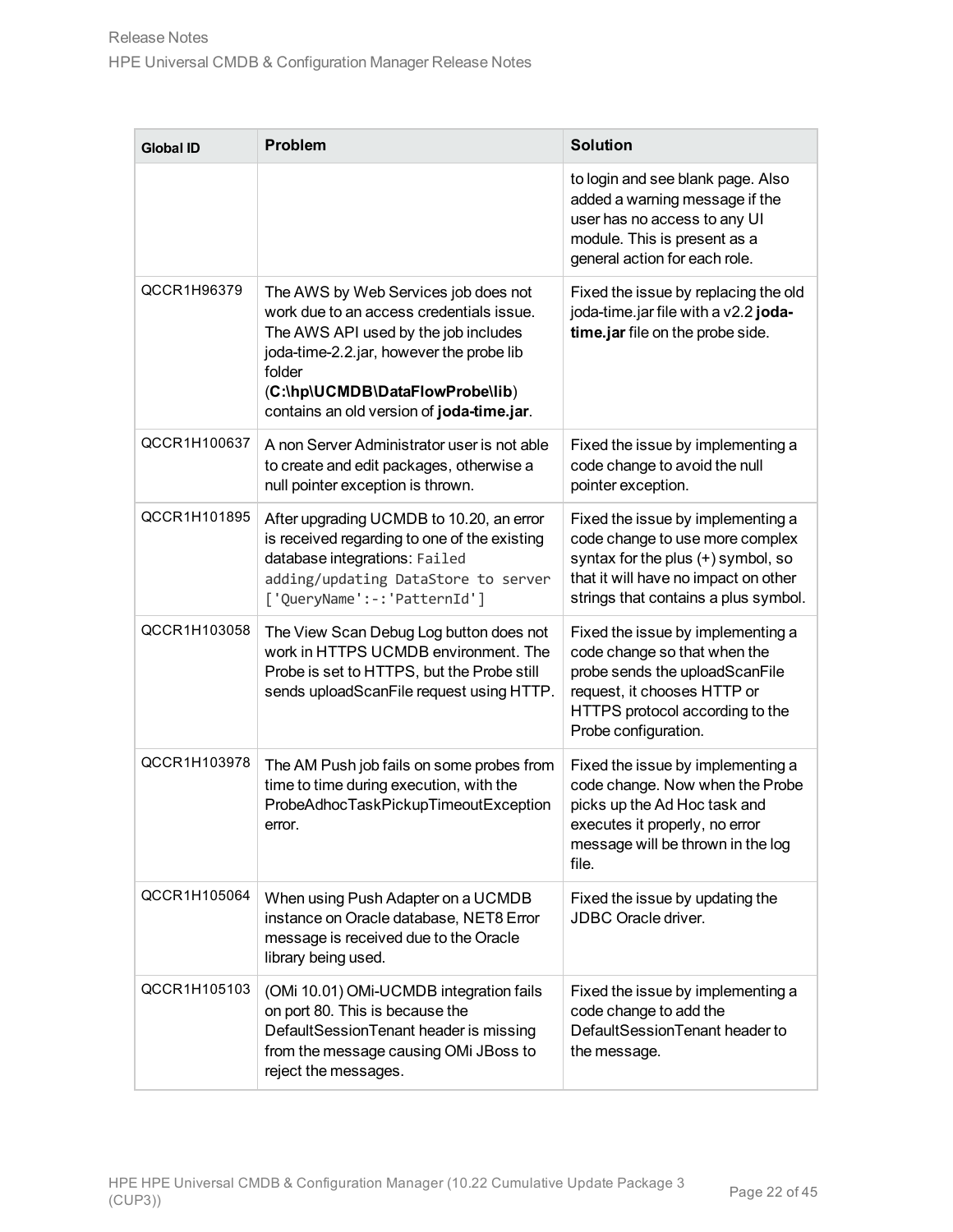| Global ID | Problem | Solution |
|---|---|---|
| | | to login and see blank page. Also added a warning message if the user has no access to any UI module. This is present as a general action for each role. |
| QCCR1H96379 | The AWS by Web Services job does not work due to an access credentials issue. The AWS API used by the job includes joda-time-2.2.jar, however the probe lib folder (**C:\hp\UCMDB\DataFlowProbe\lib**) contains an old version of **joda-time.jar**. | Fixed the issue by replacing the old joda-time.jar file with a v2.2 **joda-time.jar** file on the probe side. |
| QCCR1H100637 | A non Server Administrator user is not able to create and edit packages, otherwise a null pointer exception is thrown. | Fixed the issue by implementing a code change to avoid the null pointer exception. |
| QCCR1H101895 | After upgrading UCMDB to 10.20, an error is received regarding to one of the existing database integrations: `Failed adding/updating DataStore to server ['QueryName':-:'PatternId']` | Fixed the issue by implementing a code change to use more complex syntax for the plus (+) symbol, so that it will have no impact on other strings that contains a plus symbol. |
| QCCR1H103058 | The View Scan Debug Log button does not work in HTTPS UCMDB environment. The Probe is set to HTTPS, but the Probe still sends uploadScanFile request using HTTP. | Fixed the issue by implementing a code change so that when the probe sends the uploadScanFile request, it chooses HTTP or HTTPS protocol according to the Probe configuration. |
| QCCR1H103978 | The AM Push job fails on some probes from time to time during execution, with the ProbeAdhocTaskPickupTimeoutException error. | Fixed the issue by implementing a code change. Now when the Probe picks up the Ad Hoc task and executes it properly, no error message will be thrown in the log file. |
| QCCR1H105064 | When using Push Adapter on a UCMDB instance on Oracle database, NET8 Error message is received due to the Oracle library being used. | Fixed the issue by updating the JDBC Oracle driver. |
| QCCR1H105103 | (OMi 10.01) OMi-UCMDB integration fails on port 80. This is because the DefaultSessionTenant header is missing from the message causing OMi JBoss to reject the messages. | Fixed the issue by implementing a code change to add the DefaultSessionTenant header to the message. |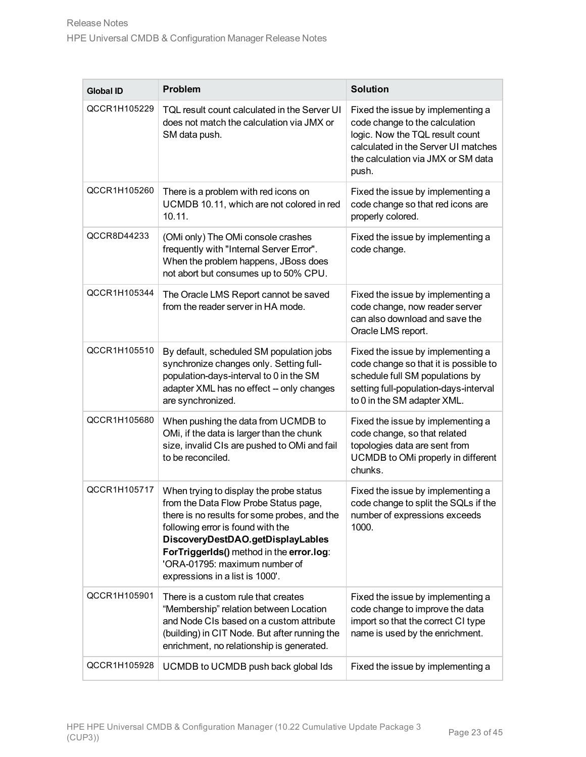| Global ID | Problem | Solution |
|---|---|---|
| QCCR1H105229 | TQL result count calculated in the Server UI does not match the calculation via JMX or SM data push. | Fixed the issue by implementing a code change to the calculation logic. Now the TQL result count calculated in the Server UI matches the calculation via JMX or SM data push. |
| QCCR1H105260 | There is a problem with red icons on UCMDB 10.11, which are not colored in red 10.11. | Fixed the issue by implementing a code change so that red icons are properly colored. |
| QCCR8D44233 | (OMi only) The OMi console crashes frequently with "Internal Server Error". When the problem happens, JBoss does not abort but consumes up to 50% CPU. | Fixed the issue by implementing a code change. |
| QCCR1H105344 | The Oracle LMS Report cannot be saved from the reader server in HA mode. | Fixed the issue by implementing a code change, now reader server can also download and save the Oracle LMS report. |
| QCCR1H105510 | By default, scheduled SM population jobs synchronize changes only. Setting full-population-days-interval to 0 in the SM adapter XML has no effect -- only changes are synchronized. | Fixed the issue by implementing a code change so that it is possible to schedule full SM populations by setting full-population-days-interval to 0 in the SM adapter XML. |
| QCCR1H105680 | When pushing the data from UCMDB to OMi, if the data is larger than the chunk size, invalid CIs are pushed to OMi and fail to be reconciled. | Fixed the issue by implementing a code change, so that related topologies data are sent from UCMDB to OMi properly in different chunks. |
| QCCR1H105717 | When trying to display the probe status from the Data Flow Probe Status page, there is no results for some probes, and the following error is found with the **DiscoveryDestDAO.getDisplayLables ForTriggerIds()** method in the **error.log**: 'ORA-01795: maximum number of expressions in a list is 1000'. | Fixed the issue by implementing a code change to split the SQLs if the number of expressions exceeds 1000. |
| QCCR1H105901 | There is a custom rule that creates “Membership” relation between Location and Node CIs based on a custom attribute (building) in CIT Node. But after running the enrichment, no relationship is generated. | Fixed the issue by implementing a code change to improve the data import so that the correct CI type name is used by the enrichment. |
| QCCR1H105928 | UCMDB to UCMDB push back global Ids | Fixed the issue by implementing a |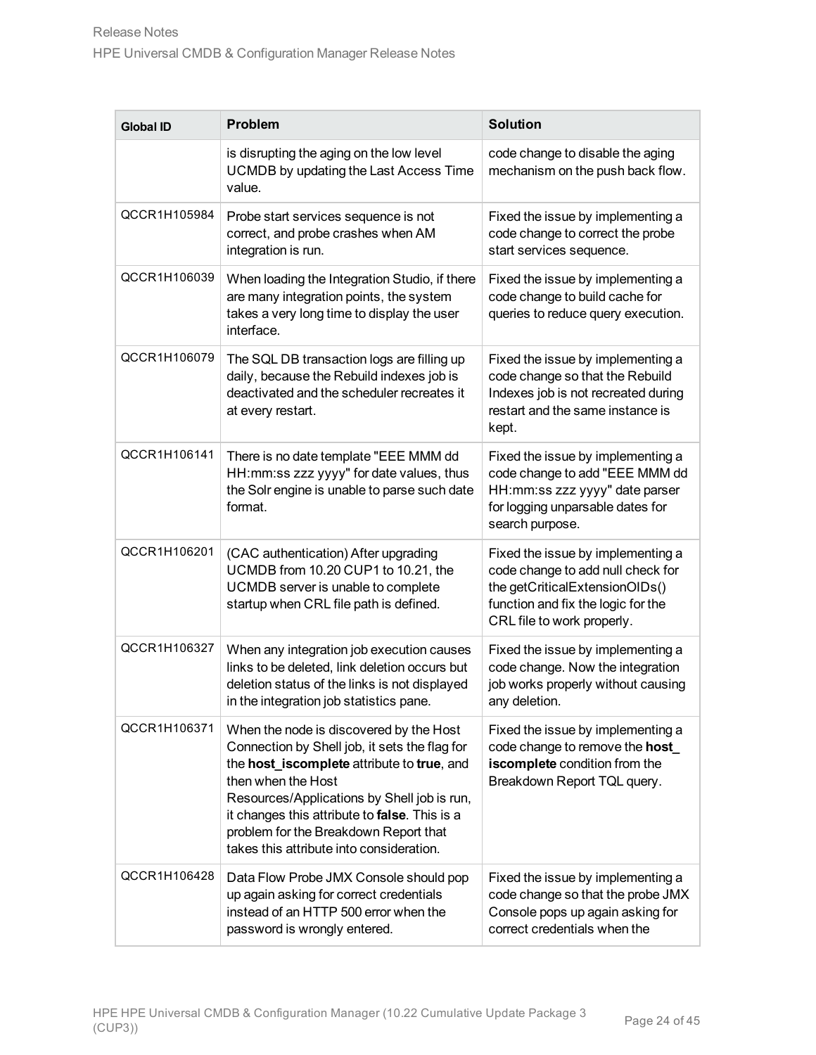| Global ID | Problem | Solution |
|---|---|---|
| | is disrupting the aging on the low level UCMDB by updating the Last Access Time value. | code change to disable the aging mechanism on the push back flow. |
| QCCR1H105984 | Probe start services sequence is not correct, and probe crashes when AM integration is run. | Fixed the issue by implementing a code change to correct the probe start services sequence. |
| QCCR1H106039 | When loading the Integration Studio, if there are many integration points, the system takes a very long time to display the user interface. | Fixed the issue by implementing a code change to build cache for queries to reduce query execution. |
| QCCR1H106079 | The SQL DB transaction logs are filling up daily, because the Rebuild indexes job is deactivated and the scheduler recreates it at every restart. | Fixed the issue by implementing a code change so that the Rebuild Indexes job is not recreated during restart and the same instance is kept. |
| QCCR1H106141 | There is no date template "EEE MMM dd HH:mm:ss zzz yyyy" for date values, thus the Solr engine is unable to parse such date format. | Fixed the issue by implementing a code change to add "EEE MMM dd HH:mm:ss zzz yyyy" date parser for logging unparsable dates for search purpose. |
| QCCR1H106201 | (CAC authentication) After upgrading UCMDB from 10.20 CUP1 to 10.21, the UCMDB server is unable to complete startup when CRL file path is defined. | Fixed the issue by implementing a code change to add null check for the getCriticalExtensionOIDs() function and fix the logic for the CRL file to work properly. |
| QCCR1H106327 | When any integration job execution causes links to be deleted, link deletion occurs but deletion status of the links is not displayed in the integration job statistics pane. | Fixed the issue by implementing a code change. Now the integration job works properly without causing any deletion. |
| QCCR1H106371 | When the node is discovered by the Host Connection by Shell job, it sets the flag for the **host_iscomplete** attribute to **true**, and then when the Host Resources/Applications by Shell job is run, it changes this attribute to **false**. This is a problem for the Breakdown Report that takes this attribute into consideration. | Fixed the issue by implementing a code change to remove the **host_iscomplete** condition from the Breakdown Report TQL query. |
| QCCR1H106428 | Data Flow Probe JMX Console should pop up again asking for correct credentials instead of an HTTP 500 error when the password is wrongly entered. | Fixed the issue by implementing a code change so that the probe JMX Console pops up again asking for correct credentials when the |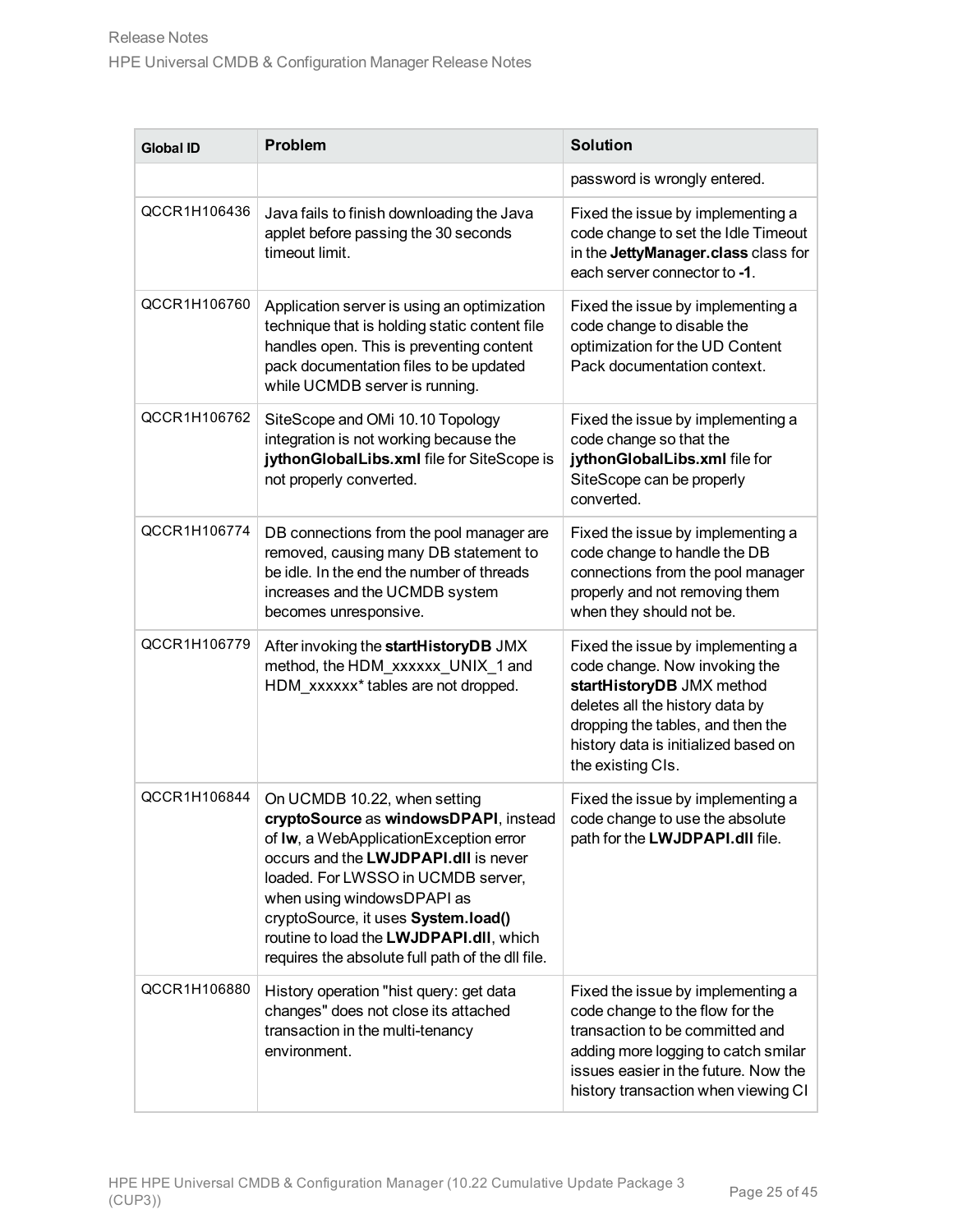| Global ID | Problem | Solution |
|---|---|---|
| | | password is wrongly entered. |
| QCCR1H106436 | Java fails to finish downloading the Java applet before passing the 30 seconds timeout limit. | Fixed the issue by implementing a code change to set the Idle Timeout in the **JettyManager.class** class for each server connector to **-1**. |
| QCCR1H106760 | Application server is using an optimization technique that is holding static content file handles open. This is preventing content pack documentation files to be updated while UCMDB server is running. | Fixed the issue by implementing a code change to disable the optimization for the UD Content Pack documentation context. |
| QCCR1H106762 | SiteScope and OMi 10.10 Topology integration is not working because the **jythonGlobalLibs.xml** file for SiteScope is not properly converted. | Fixed the issue by implementing a code change so that the **jythonGlobalLibs.xml** file for SiteScope can be properly converted. |
| QCCR1H106774 | DB connections from the pool manager are removed, causing many DB statement to be idle. In the end the number of threads increases and the UCMDB system becomes unresponsive. | Fixed the issue by implementing a code change to handle the DB connections from the pool manager properly and not removing them when they should not be. |
| QCCR1H106779 | After invoking the **startHistoryDB** JMX method, the HDM_xxxxxx_UNIX_1 and HDM_xxxxxx* tables are not dropped. | Fixed the issue by implementing a code change. Now invoking the **startHistoryDB** JMX method deletes all the history data by dropping the tables, and then the history data is initialized based on the existing CIs. |
| QCCR1H106844 | On UCMDB 10.22, when setting **cryptoSource** as **windowsDPAPI**, instead of **lw**, a WebApplicationException error occurs and the **LWJDPAPI.dll** is never loaded. For LWSSO in UCMDB server, when using windowsDPAPI as cryptoSource, it uses **System.load()** routine to load the **LWJDPAPI.dll**, which requires the absolute full path of the dll file. | Fixed the issue by implementing a code change to use the absolute path for the **LWJDPAPI.dll** file. |
| QCCR1H106880 | History operation "hist query: get data changes" does not close its attached transaction in the multi-tenancy environment. | Fixed the issue by implementing a code change to the flow for the transaction to be committed and adding more logging to catch smilar issues easier in the future. Now the history transaction when viewing CI |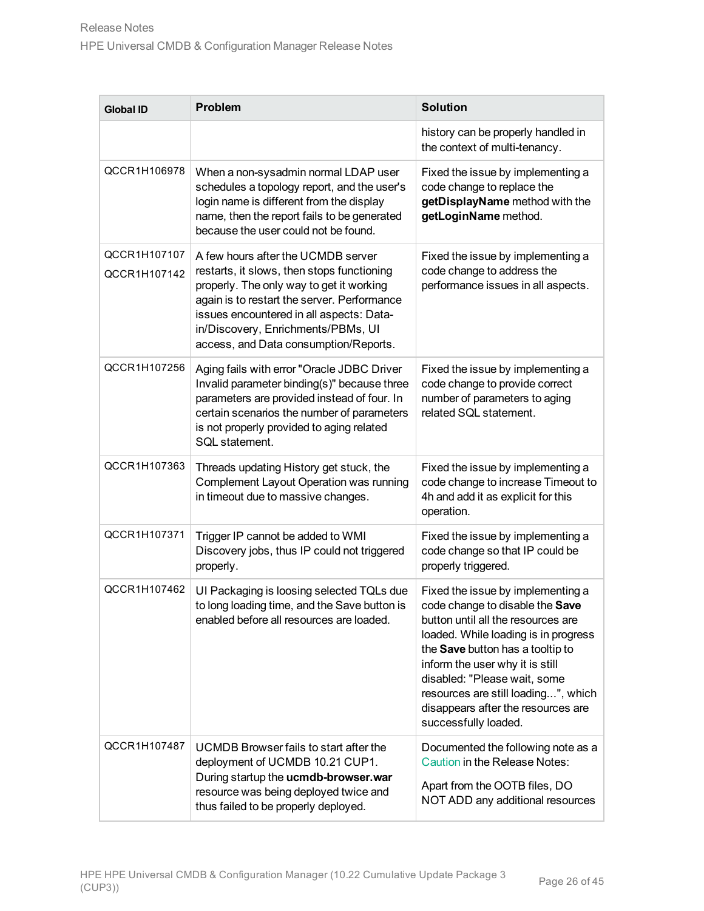| Global ID | Problem | Solution |
| --- | --- | --- |
| | | history can be properly handled in the context of multi-tenancy. |
| QCCR1H106978 | When a non-sysadmin normal LDAP user schedules a topology report, and the user's login name is different from the display name, then the report fails to be generated because the user could not be found. | Fixed the issue by implementing a code change to replace the **getDisplayName** method with the **getLoginName** method. |
| QCCR1H107107<br>QCCR1H107142 | A few hours after the UCMDB server restarts, it slows, then stops functioning properly. The only way to get it working again is to restart the server. Performance issues encountered in all aspects: Data-in/Discovery, Enrichments/PBMs, UI access, and Data consumption/Reports. | Fixed the issue by implementing a code change to address the performance issues in all aspects. |
| QCCR1H107256 | Aging fails with error "Oracle JDBC Driver Invalid parameter binding(s)" because three parameters are provided instead of four. In certain scenarios the number of parameters is not properly provided to aging related SQL statement. | Fixed the issue by implementing a code change to provide correct number of parameters to aging related SQL statement. |
| QCCR1H107363 | Threads updating History get stuck, the Complement Layout Operation was running in timeout due to massive changes. | Fixed the issue by implementing a code change to increase Timeout to 4h and add it as explicit for this operation. |
| QCCR1H107371 | Trigger IP cannot be added to WMI Discovery jobs, thus IP could not triggered properly. | Fixed the issue by implementing a code change so that IP could be properly triggered. |
| QCCR1H107462 | UI Packaging is loosing selected TQLs due to long loading time, and the Save button is enabled before all resources are loaded. | Fixed the issue by implementing a code change to disable the **Save** button until all the resources are loaded. While loading is in progress the **Save** button has a tooltip to inform the user why it is still disabled: "Please wait, some resources are still loading...", which disappears after the resources are successfully loaded. |
| QCCR1H107487 | UCMDB Browser fails to start after the deployment of UCMDB 10.21 CUP1. During startup the **ucmdb-browser.war** resource was being deployed twice and thus failed to be properly deployed. | Documented the following note as a Caution in the Release Notes:<br><br>Apart from the OOTB files, DO NOT ADD any additional resources |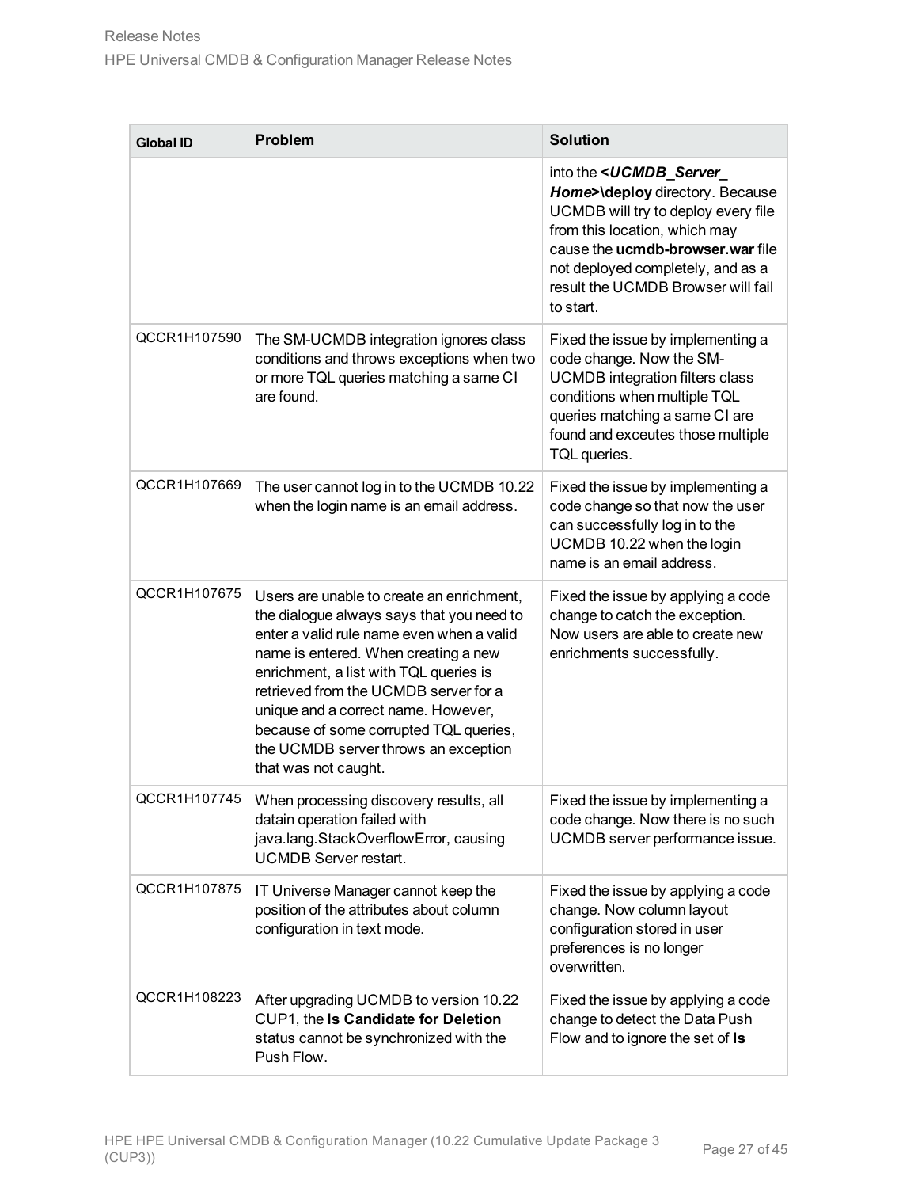| Global ID | Problem | Solution |
|---|---|---|
| | | into the ***<UCMDB_Server_ Home>*\deploy** directory. Because UCMDB will try to deploy every file from this location, which may cause the **ucmdb-browser.war** file not deployed completely, and as a result the UCMDB Browser will fail to start. |
| QCCR1H107590 | The SM-UCMDB integration ignores class conditions and throws exceptions when two or more TQL queries matching a same CI are found. | Fixed the issue by implementing a code change. Now the SM-UCMDB integration filters class conditions when multiple TQL queries matching a same CI are found and exceutes those multiple TQL queries. |
| QCCR1H107669 | The user cannot log in to the UCMDB 10.22 when the login name is an email address. | Fixed the issue by implementing a code change so that now the user can successfully log in to the UCMDB 10.22 when the login name is an email address. |
| QCCR1H107675 | Users are unable to create an enrichment, the dialogue always says that you need to enter a valid rule name even when a valid name is entered. When creating a new enrichment, a list with TQL queries is retrieved from the UCMDB server for a unique and a correct name. However, because of some corrupted TQL queries, the UCMDB server throws an exception that was not caught. | Fixed the issue by applying a code change to catch the exception. Now users are able to create new enrichments successfully. |
| QCCR1H107745 | When processing discovery results, all datain operation failed with java.lang.StackOverflowError, causing UCMDB Server restart. | Fixed the issue by implementing a code change. Now there is no such UCMDB server performance issue. |
| QCCR1H107875 | IT Universe Manager cannot keep the position of the attributes about column configuration in text mode. | Fixed the issue by applying a code change. Now column layout configuration stored in user preferences is no longer overwritten. |
| QCCR1H108223 | After upgrading UCMDB to version 10.22 CUP1, the **Is Candidate for Deletion** status cannot be synchronized with the Push Flow. | Fixed the issue by applying a code change to detect the Data Push Flow and to ignore the set of **Is** |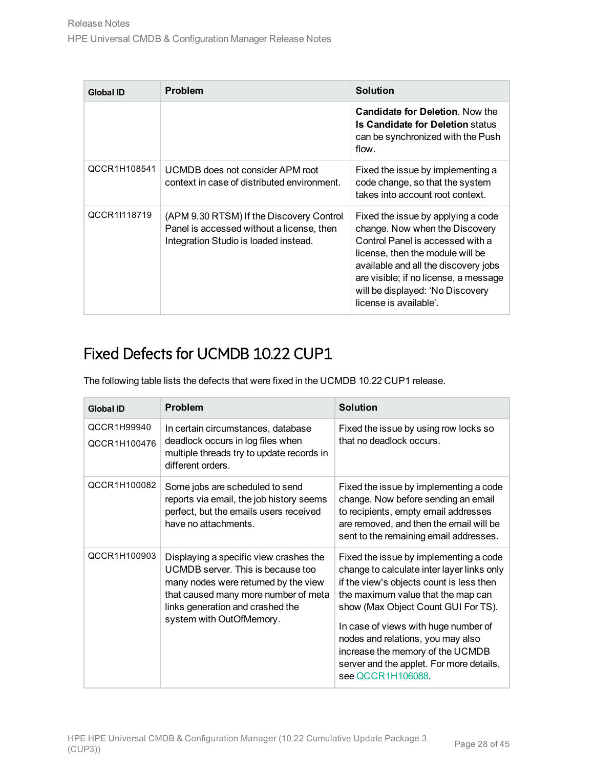| Global ID | Problem | Solution |
|---|---|---|
| | | **Candidate for Deletion**. Now the **Is Candidate for Deletion** status can be synchronized with the Push flow. |
| QCCR1H108541 | UCMDB does not consider APM root context in case of distributed environment. | Fixed the issue by implementing a code change, so that the system takes into account root context. |
| QCCR1I118719 | (APM 9.30 RTSM) If the Discovery Control Panel is accessed without a license, then Integration Studio is loaded instead. | Fixed the issue by applying a code change. Now when the Discovery Control Panel is accessed with a license, then the module will be available and all the discovery jobs are visible; if no license, a message will be displayed: 'No Discovery license is available'. |

## Fixed Defects for UCMDB 10.22 CUP1

The following table lists the defects that were fixed in the UCMDB 10.22 CUP1 release.

| Global ID | Problem | Solution |
|---|---|---|
| QCCR1H99940<br>QCCR1H100476 | In certain circumstances, database deadlock occurs in log files when multiple threads try to update records in different orders. | Fixed the issue by using row locks so that no deadlock occurs. |
| QCCR1H100082 | Some jobs are scheduled to send reports via email, the job history seems perfect, but the emails users received have no attachments. | Fixed the issue by implementing a code change. Now before sending an email to recipients, empty email addresses are removed, and then the email will be sent to the remaining email addresses. |
| QCCR1H100903 | Displaying a specific view crashes the UCMDB server. This is because too many nodes were returned by the view that caused many more number of meta links generation and crashed the system with OutOfMemory. | Fixed the issue by implementing a code change to calculate inter layer links only if the view's objects count is less then the maximum value that the map can show (Max Object Count GUI For TS).<br><br>In case of views with huge number of nodes and relations, you may also increase the memory of the UCMDB server and the applet. For more details, see QCCR1H106088. |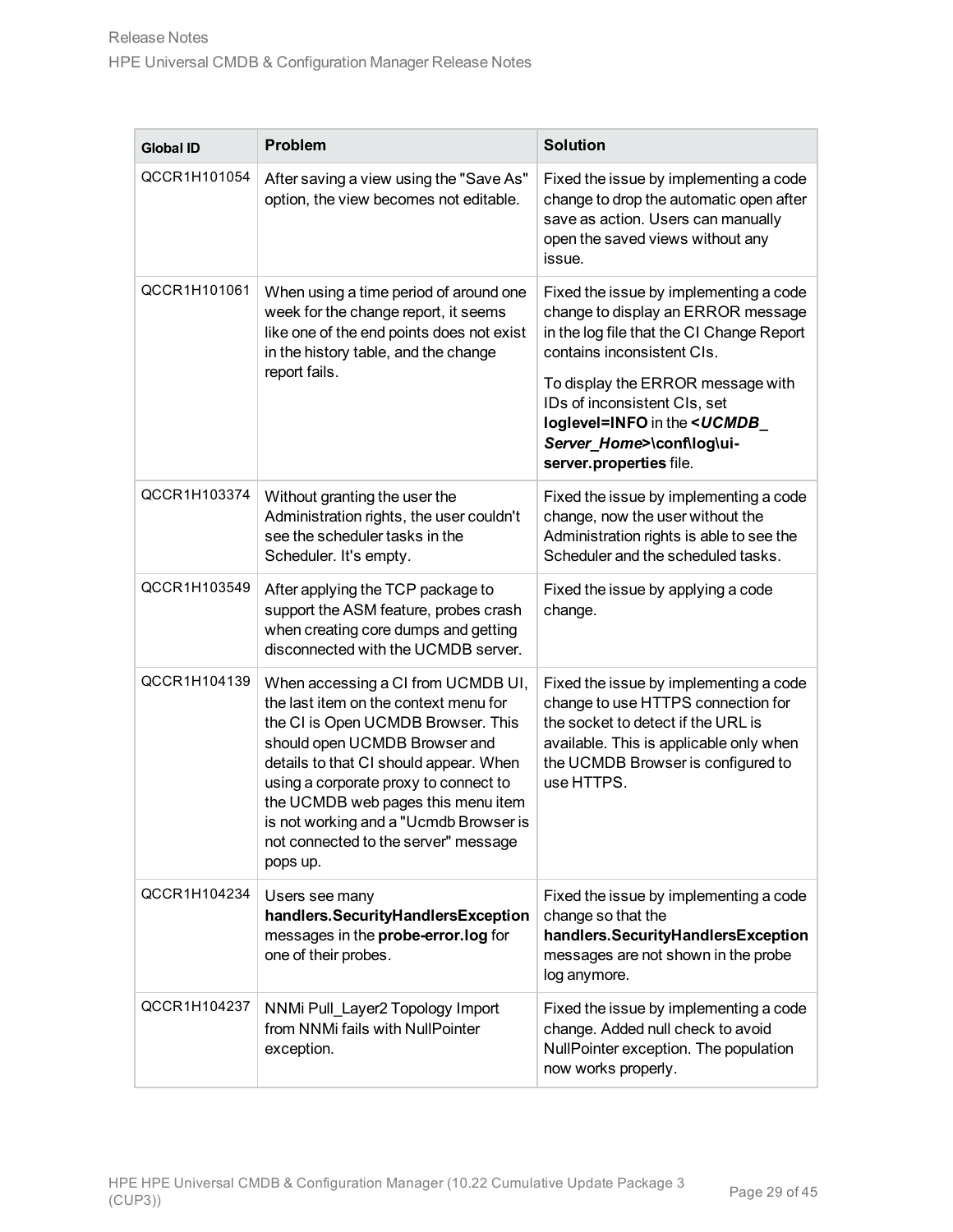| Global ID | Problem | Solution |
|---|---|---|
| QCCR1H101054 | After saving a view using the "Save As" option, the view becomes not editable. | Fixed the issue by implementing a code change to drop the automatic open after save as action. Users can manually open the saved views without any issue. |
| QCCR1H101061 | When using a time period of around one week for the change report, it seems like one of the end points does not exist in the history table, and the change report fails. | Fixed the issue by implementing a code change to display an ERROR message in the log file that the CI Change Report contains inconsistent CIs.<br><br>To display the ERROR message with IDs of inconsistent CIs, set **loglevel=INFO** in the ***<UCMDB_Server_Home>*\conf\log\ui-server.properties** file. |
| QCCR1H103374 | Without granting the user the Administration rights, the user couldn't see the scheduler tasks in the Scheduler. It's empty. | Fixed the issue by implementing a code change, now the user without the Administration rights is able to see the Scheduler and the scheduled tasks. |
| QCCR1H103549 | After applying the TCP package to support the ASM feature, probes crash when creating core dumps and getting disconnected with the UCMDB server. | Fixed the issue by applying a code change. |
| QCCR1H104139 | When accessing a CI from UCMDB UI, the last item on the context menu for the CI is Open UCMDB Browser. This should open UCMDB Browser and details to that CI should appear. When using a corporate proxy to connect to the UCMDB web pages this menu item is not working and a "Ucmdb Browser is not connected to the server" message pops up. | Fixed the issue by implementing a code change to use HTTPS connection for the socket to detect if the URL is available. This is applicable only when the UCMDB Browser is configured to use HTTPS. |
| QCCR1H104234 | Users see many **handlers.SecurityHandlersException** messages in the **probe-error.log** for one of their probes. | Fixed the issue by implementing a code change so that the **handlers.SecurityHandlersException** messages are not shown in the probe log anymore. |
| QCCR1H104237 | NNMi Pull_Layer2 Topology Import from NNMi fails with NullPointer exception. | Fixed the issue by implementing a code change. Added null check to avoid NullPointer exception. The population now works properly. |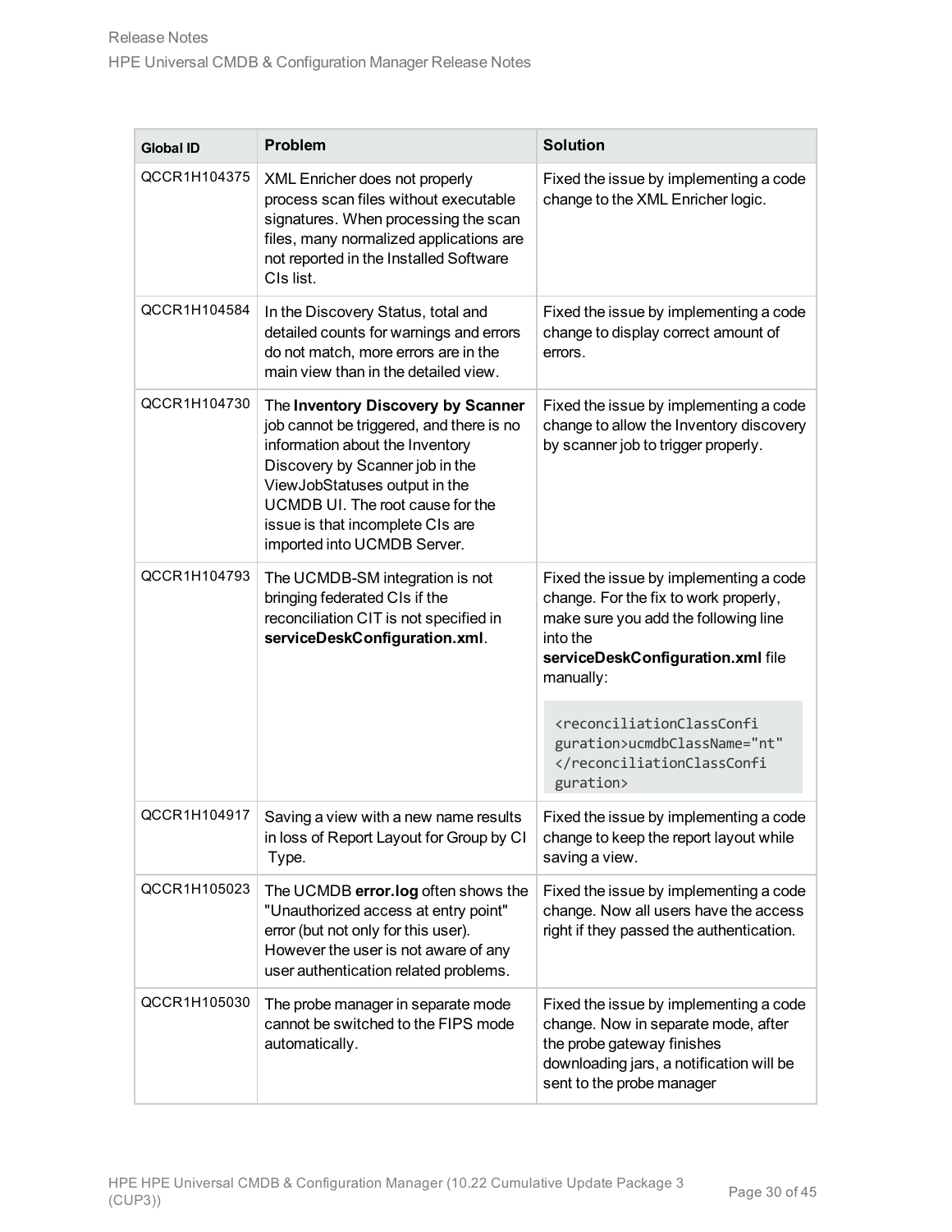| Global ID | Problem | Solution |
| --- | --- | --- |
| QCCR1H104375 | XML Enricher does not properly process scan files without executable signatures. When processing the scan files, many normalized applications are not reported in the Installed Software CIs list. | Fixed the issue by implementing a code change to the XML Enricher logic. |
| QCCR1H104584 | In the Discovery Status, total and detailed counts for warnings and errors do not match, more errors are in the main view than in the detailed view. | Fixed the issue by implementing a code change to display correct amount of errors. |
| QCCR1H104730 | The **Inventory Discovery by Scanner** job cannot be triggered, and there is no information about the Inventory Discovery by Scanner job in the ViewJobStatuses output in the UCMDB UI. The root cause for the issue is that incomplete CIs are imported into UCMDB Server. | Fixed the issue by implementing a code change to allow the Inventory discovery by scanner job to trigger properly. |
| QCCR1H104793 | The UCMDB-SM integration is not bringing federated CIs if the reconciliation CIT is not specified in **serviceDeskConfiguration.xml**. | Fixed the issue by implementing a code change. For the fix to work properly, make sure you add the following line into the **serviceDeskConfiguration.xml** file manually: `<reconciliationClassConfiguration>ucmdbClassName="nt"</reconciliationClassConfiguration>` |
| QCCR1H104917 | Saving a view with a new name results in loss of Report Layout for Group by CI Type. | Fixed the issue by implementing a code change to keep the report layout while saving a view. |
| QCCR1H105023 | The UCMDB **error.log** often shows the "Unauthorized access at entry point" error (but not only for this user). However the user is not aware of any user authentication related problems. | Fixed the issue by implementing a code change. Now all users have the access right if they passed the authentication. |
| QCCR1H105030 | The probe manager in separate mode cannot be switched to the FIPS mode automatically. | Fixed the issue by implementing a code change. Now in separate mode, after the probe gateway finishes downloading jars, a notification will be sent to the probe manager |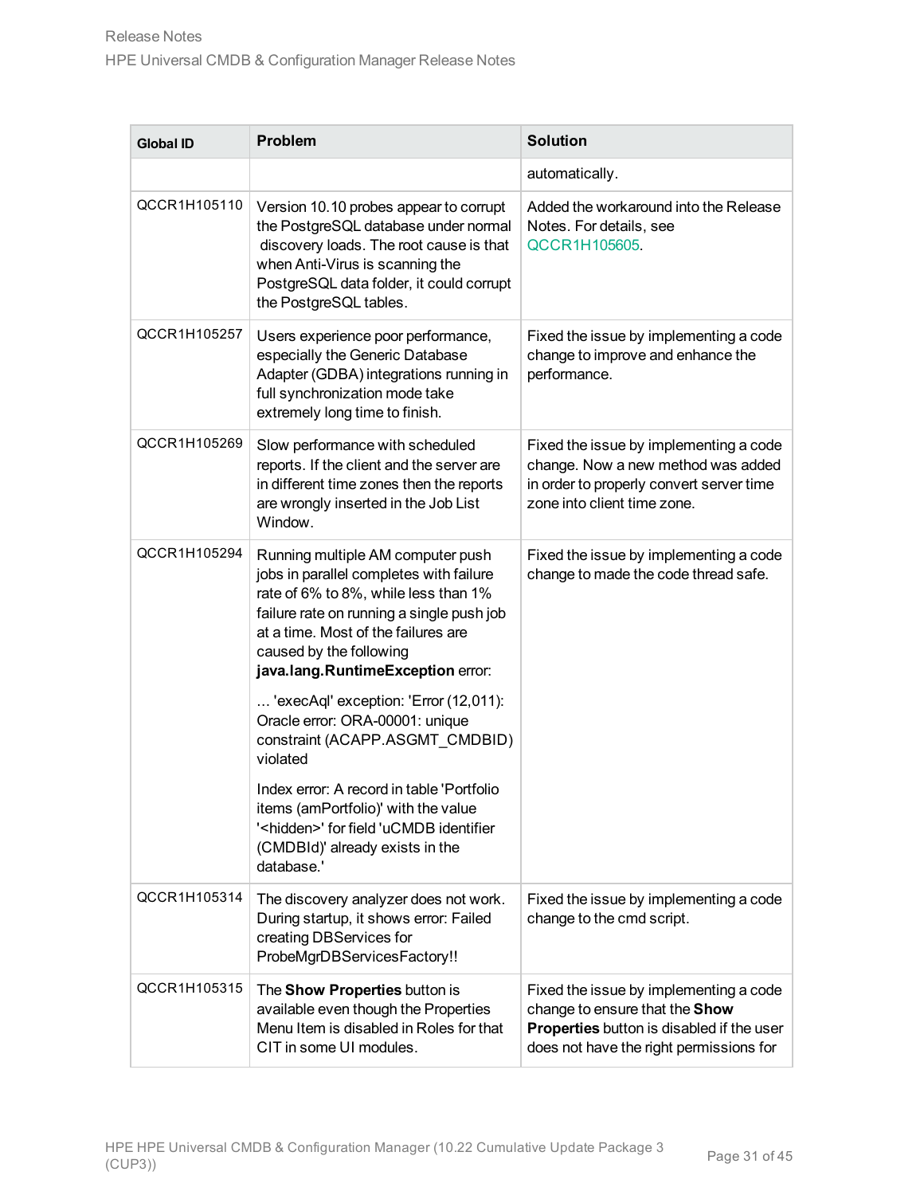| Global ID | Problem | Solution |
|---|---|---|
| | | automatically. |
| QCCR1H105110 | Version 10.10 probes appear to corrupt the PostgreSQL database under normal discovery loads. The root cause is that when Anti-Virus is scanning the PostgreSQL data folder, it could corrupt the PostgreSQL tables. | Added the workaround into the Release Notes. For details, see QCCR1H105605. |
| QCCR1H105257 | Users experience poor performance, especially the Generic Database Adapter (GDBA) integrations running in full synchronization mode take extremely long time to finish. | Fixed the issue by implementing a code change to improve and enhance the performance. |
| QCCR1H105269 | Slow performance with scheduled reports. If the client and the server are in different time zones then the reports are wrongly inserted in the Job List Window. | Fixed the issue by implementing a code change. Now a new method was added in order to properly convert server time zone into client time zone. |
| QCCR1H105294 | Running multiple AM computer push jobs in parallel completes with failure rate of 6% to 8%, while less than 1% failure rate on running a single push job at a time. Most of the failures are caused by the following **java.lang.RuntimeException** error:<br><br>… 'execAql' exception: 'Error (12,011): Oracle error: ORA-00001: unique constraint (ACAPP.ASGMT_CMDBID) violated<br><br>Index error: A record in table 'Portfolio items (amPortfolio)' with the value '<hidden>' for field 'uCMDB identifier (CMDBId)' already exists in the database.' | Fixed the issue by implementing a code change to made the code thread safe. |
| QCCR1H105314 | The discovery analyzer does not work. During startup, it shows error: Failed creating DBServices for ProbeMgrDBServicesFactory!! | Fixed the issue by implementing a code change to the cmd script. |
| QCCR1H105315 | The **Show Properties** button is available even though the Properties Menu Item is disabled in Roles for that CIT in some UI modules. | Fixed the issue by implementing a code change to ensure that the **Show Properties** button is disabled if the user does not have the right permissions for |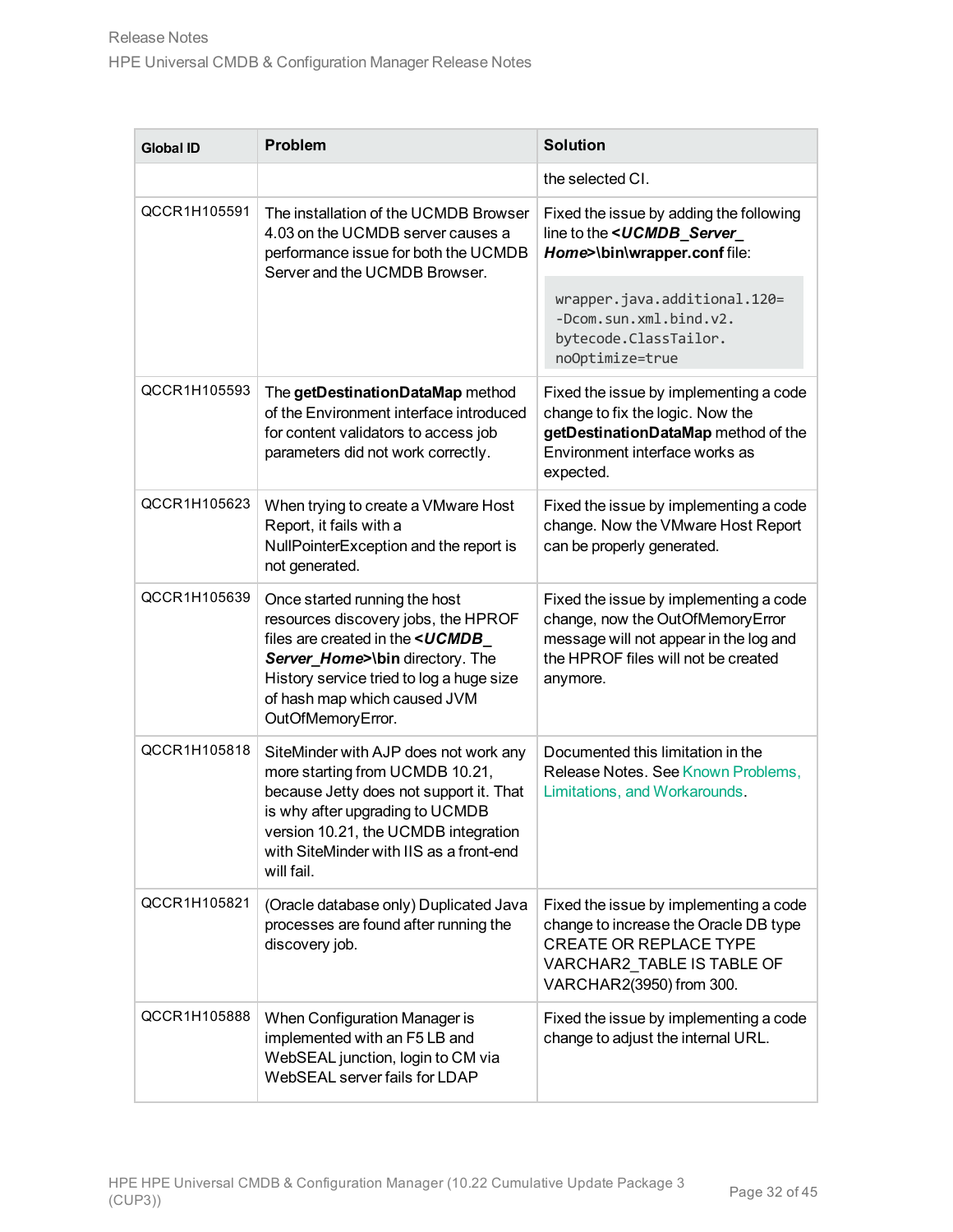| Global ID | Problem | Solution |
|---|---|---|
| | | the selected CI. |
| QCCR1H105591 | The installation of the UCMDB Browser 4.03 on the UCMDB server causes a performance issue for both the UCMDB Server and the UCMDB Browser. | Fixed the issue by adding the following line to the ***<UCMDB_Server_Home>*\bin\wrapper.conf** file: `wrapper.java.additional.120=-Dcom.sun.xml.bind.v2.bytecode.ClassTailor.noOptimize=true` |
| QCCR1H105593 | The **getDestinationDataMap** method of the Environment interface introduced for content validators to access job parameters did not work correctly. | Fixed the issue by implementing a code change to fix the logic. Now the **getDestinationDataMap** method of the Environment interface works as expected. |
| QCCR1H105623 | When trying to create a VMware Host Report, it fails with a NullPointerException and the report is not generated. | Fixed the issue by implementing a code change. Now the VMware Host Report can be properly generated. |
| QCCR1H105639 | Once started running the host resources discovery jobs, the HPROF files are created in the ***<UCMDB_Server_Home>*\bin** directory. The History service tried to log a huge size of hash map which caused JVM OutOfMemoryError. | Fixed the issue by implementing a code change, now the OutOfMemoryError message will not appear in the log and the HPROF files will not be created anymore. |
| QCCR1H105818 | SiteMinder with AJP does not work any more starting from UCMDB 10.21, because Jetty does not support it. That is why after upgrading to UCMDB version 10.21, the UCMDB integration with SiteMinder with IIS as a front-end will fail. | Documented this limitation in the Release Notes. See Known Problems, Limitations, and Workarounds. |
| QCCR1H105821 | (Oracle database only) Duplicated Java processes are found after running the discovery job. | Fixed the issue by implementing a code change to increase the Oracle DB type CREATE OR REPLACE TYPE VARCHAR2_TABLE IS TABLE OF VARCHAR2(3950) from 300. |
| QCCR1H105888 | When Configuration Manager is implemented with an F5 LB and WebSEAL junction, login to CM via WebSEAL server fails for LDAP | Fixed the issue by implementing a code change to adjust the internal URL. |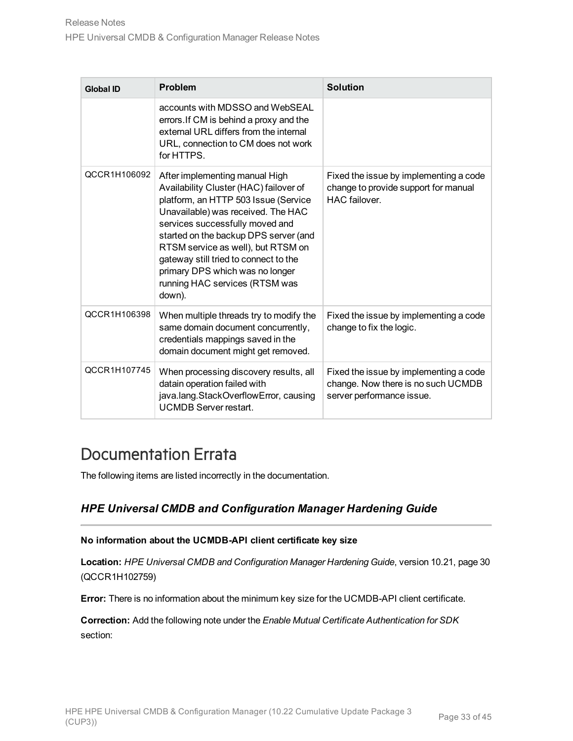| Global ID | Problem | Solution |
|---|---|---|
| | accounts with MDSSO and WebSEAL errors.If CM is behind a proxy and the external URL differs from the internal URL, connection to CM does not work for HTTPS. | |
| QCCR1H106092 | After implementing manual High Availability Cluster (HAC) failover of platform, an HTTP 503 Issue (Service Unavailable) was received. The HAC services successfully moved and started on the backup DPS server (and RTSM service as well), but RTSM on gateway still tried to connect to the primary DPS which was no longer running HAC services (RTSM was down). | Fixed the issue by implementing a code change to provide support for manual HAC failover. |
| QCCR1H106398 | When multiple threads try to modify the same domain document concurrently, credentials mappings saved in the domain document might get removed. | Fixed the issue by implementing a code change to fix the logic. |
| QCCR1H107745 | When processing discovery results, all datain operation failed with java.lang.StackOverflowError, causing UCMDB Server restart. | Fixed the issue by implementing a code change. Now there is no such UCMDB server performance issue. |

# Documentation Errata

The following items are listed incorrectly in the documentation.

### *HPE Universal CMDB and Configuration Manager Hardening Guide*

**No information about the UCMDB-API client certificate key size**

**Location:** *HPE Universal CMDB and Configuration Manager Hardening Guide*, version 10.21, page 30 (QCCR1H102759)

**Error:** There is no information about the minimum key size for the UCMDB-API client certificate.

**Correction:** Add the following note under the *Enable Mutual Certificate Authentication for SDK* section: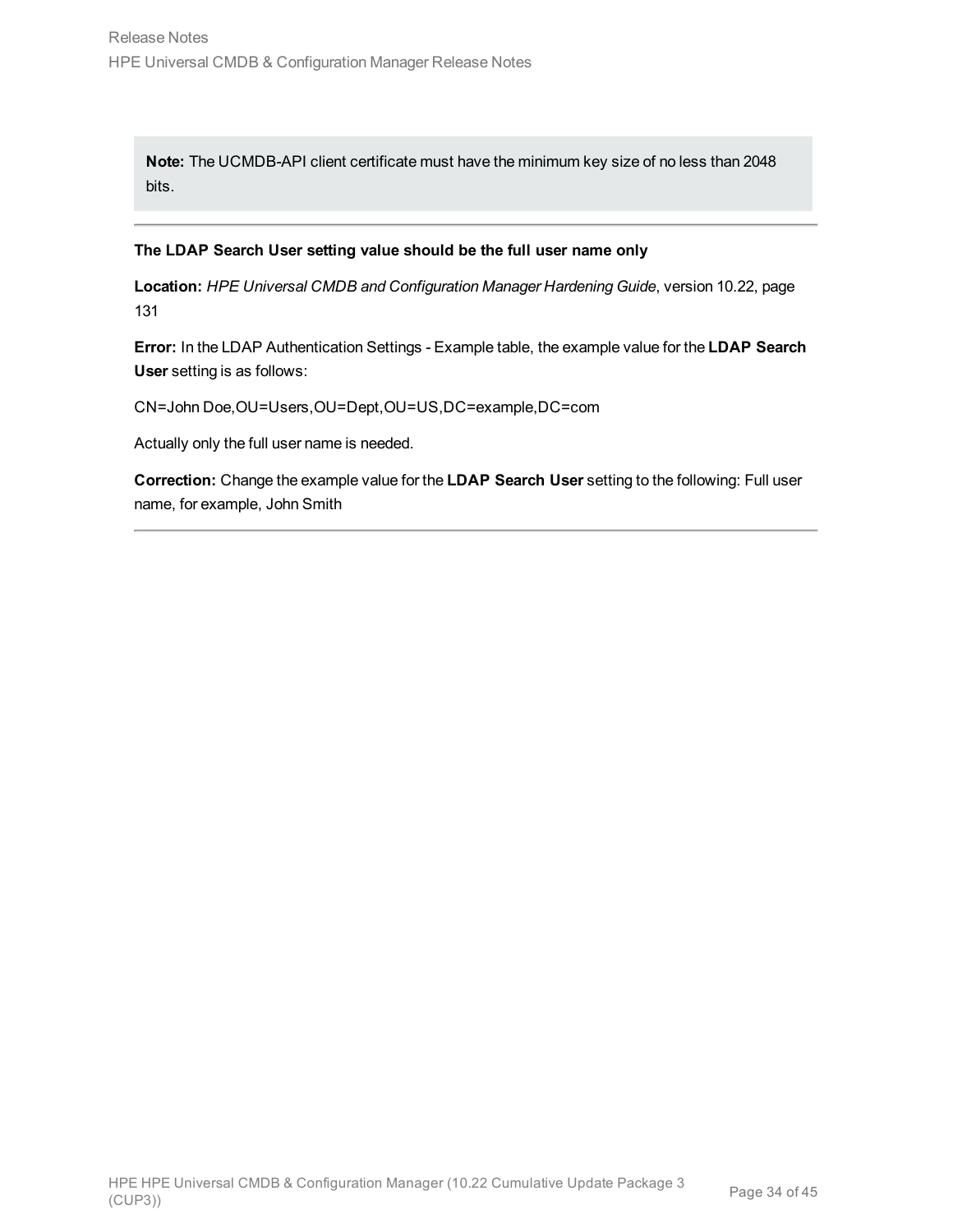> **Note:** The UCMDB-API client certificate must have the minimum key size of no less than 2048 bits.

---

**The LDAP Search User setting value should be the full user name only**

**Location:** *HPE Universal CMDB and Configuration Manager Hardening Guide*, version 10.22, page 131

**Error:** In the LDAP Authentication Settings - Example table, the example value for the **LDAP Search User** setting is as follows:

CN=John Doe,OU=Users,OU=Dept,OU=US,DC=example,DC=com

Actually only the full user name is needed.

**Correction:** Change the example value for the **LDAP Search User** setting to the following: Full user name, for example, John Smith

---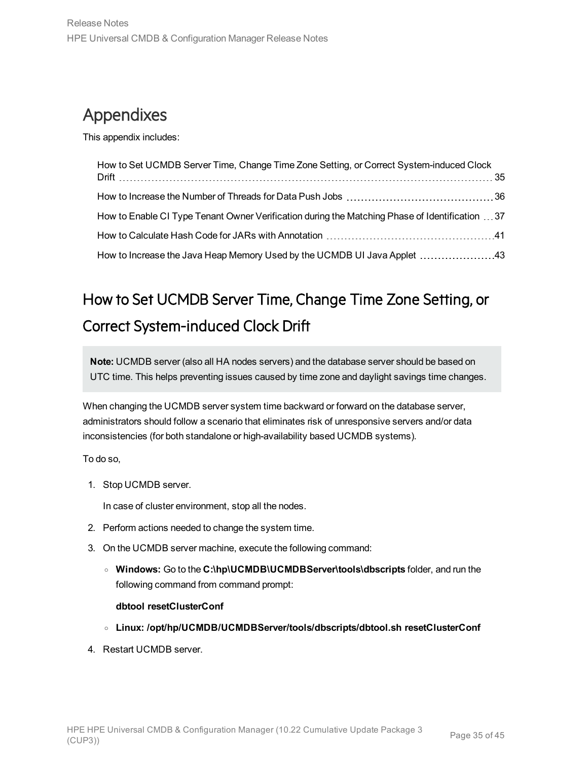# Appendixes

This appendix includes:

- How to Set UCMDB Server Time, Change Time Zone Setting, or Correct System-induced Clock Drift ... 35
- How to Increase the Number of Threads for Data Push Jobs ... 36
- How to Enable CI Type Tenant Owner Verification during the Matching Phase of Identification ... 37
- How to Calculate Hash Code for JARs with Annotation ... 41
- How to Increase the Java Heap Memory Used by the UCMDB UI Java Applet ... 43

## How to Set UCMDB Server Time, Change Time Zone Setting, or Correct System-induced Clock Drift

> **Note:** UCMDB server (also all HA nodes servers) and the database server should be based on UTC time. This helps preventing issues caused by time zone and daylight savings time changes.

When changing the UCMDB server system time backward or forward on the database server, administrators should follow a scenario that eliminates risk of unresponsive servers and/or data inconsistencies (for both standalone or high-availability based UCMDB systems).

To do so,

1. Stop UCMDB server.

   In case of cluster environment, stop all the nodes.

2. Perform actions needed to change the system time.
3. On the UCMDB server machine, execute the following command:
   - **Windows:** Go to the **C:\hp\UCMDB\UCMDBServer\tools\dbscripts** folder, and run the following command from command prompt:

     **dbtool resetClusterConf**

   - **Linux: /opt/hp/UCMDB/UCMDBServer/tools/dbscripts/dbtool.sh resetClusterConf**
4. Restart UCMDB server.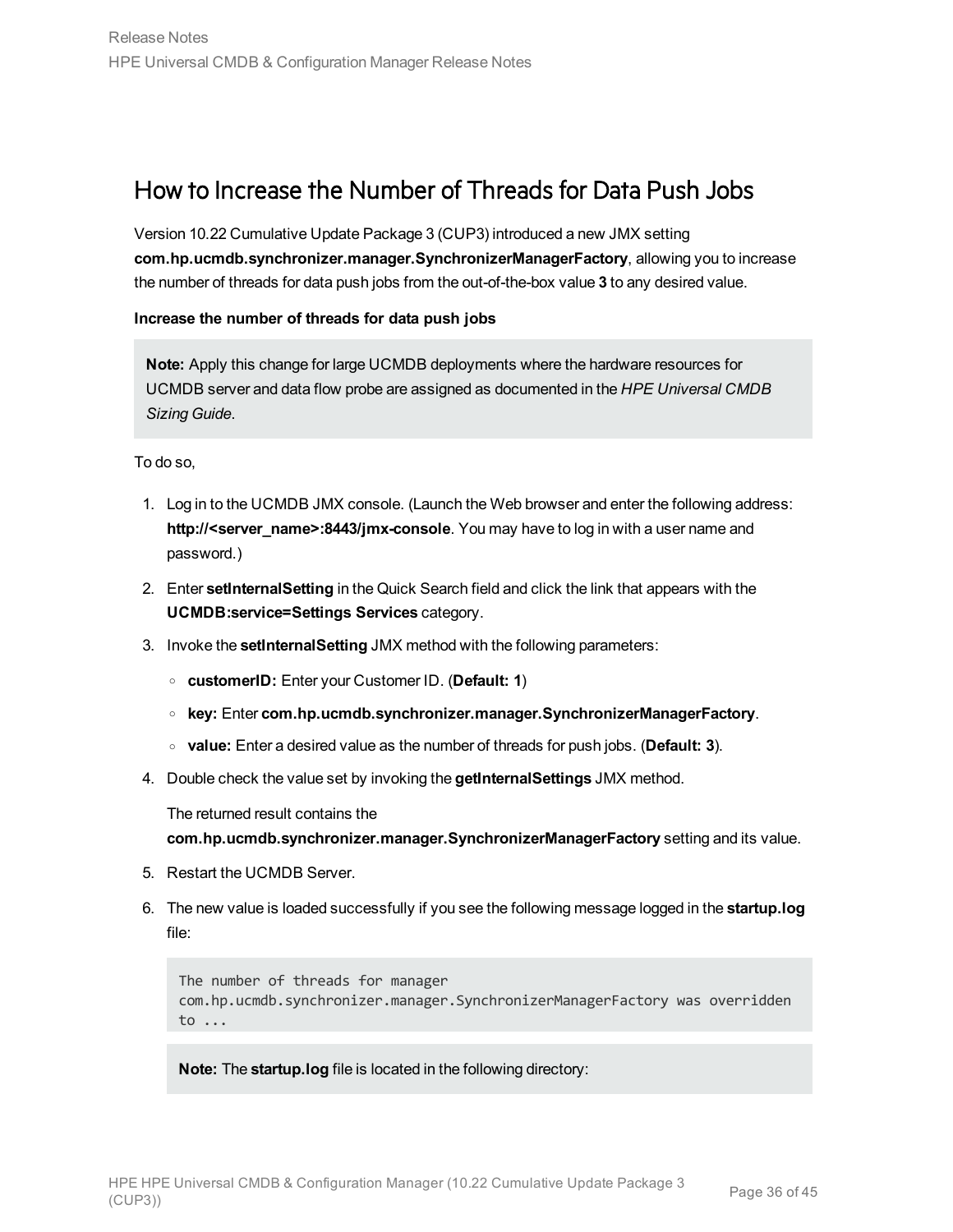## How to Increase the Number of Threads for Data Push Jobs

Version 10.22 Cumulative Update Package 3 (CUP3) introduced a new JMX setting **com.hp.ucmdb.synchronizer.manager.SynchronizerManagerFactory**, allowing you to increase the number of threads for data push jobs from the out-of-the-box value **3** to any desired value.

**Increase the number of threads for data push jobs**

> **Note:** Apply this change for large UCMDB deployments where the hardware resources for UCMDB server and data flow probe are assigned as documented in the *HPE Universal CMDB Sizing Guide*.

To do so,

1. Log in to the UCMDB JMX console. (Launch the Web browser and enter the following address: **http://<server_name>:8443/jmx-console**. You may have to log in with a user name and password.)
2. Enter **setInternalSetting** in the Quick Search field and click the link that appears with the **UCMDB:service=Settings Services** category.
3. Invoke the **setInternalSetting** JMX method with the following parameters:
   - **customerID:** Enter your Customer ID. (**Default: 1**)
   - **key:** Enter **com.hp.ucmdb.synchronizer.manager.SynchronizerManagerFactory**.
   - **value:** Enter a desired value as the number of threads for push jobs. (**Default: 3**).
4. Double check the value set by invoking the **getInternalSettings** JMX method.

   The returned result contains the **com.hp.ucmdb.synchronizer.manager.SynchronizerManagerFactory** setting and its value.
5. Restart the UCMDB Server.
6. The new value is loaded successfully if you see the following message logged in the **startup.log** file:

   ```
   The number of threads for manager
   com.hp.ucmdb.synchronizer.manager.SynchronizerManagerFactory was overridden
   to ...
   ```

   > **Note:** The **startup.log** file is located in the following directory: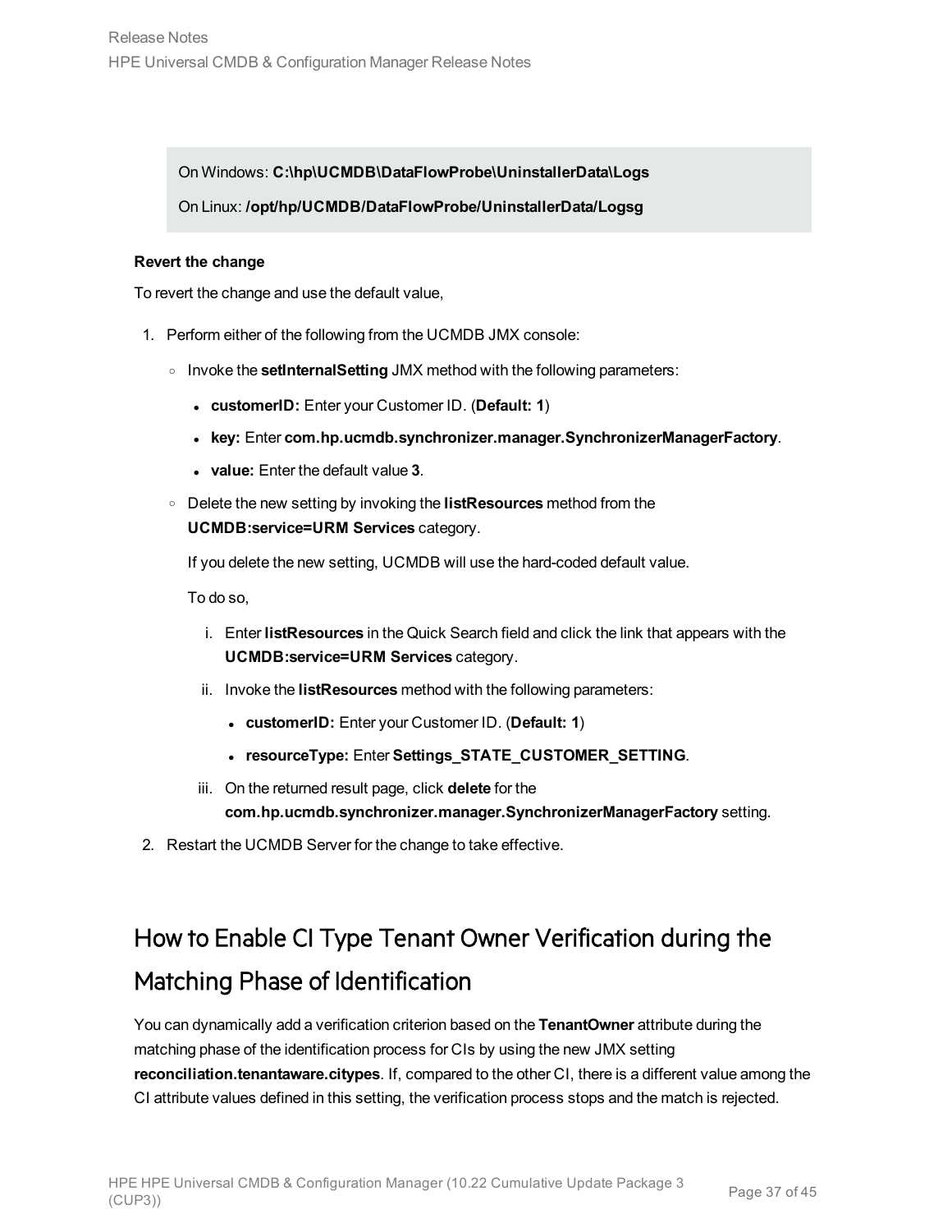On Windows: **C:\hp\UCMDB\DataFlowProbe\UninstallerData\Logs**

On Linux: **/opt/hp/UCMDB/DataFlowProbe/UninstallerData/Logsg**

**Revert the change**

To revert the change and use the default value,

1. Perform either of the following from the UCMDB JMX console:
   - Invoke the **setInternalSetting** JMX method with the following parameters:
     - **customerID:** Enter your Customer ID. (**Default: 1**)
     - **key:** Enter **com.hp.ucmdb.synchronizer.manager.SynchronizerManagerFactory**.
     - **value:** Enter the default value **3**.
   - Delete the new setting by invoking the **listResources** method from the **UCMDB:service=URM Services** category.

     If you delete the new setting, UCMDB will use the hard-coded default value.

     To do so,

     i. Enter **listResources** in the Quick Search field and click the link that appears with the **UCMDB:service=URM Services** category.

     ii. Invoke the **listResources** method with the following parameters:
        - **customerID:** Enter your Customer ID. (**Default: 1**)
        - **resourceType:** Enter **Settings_STATE_CUSTOMER_SETTING**.

     iii. On the returned result page, click **delete** for the **com.hp.ucmdb.synchronizer.manager.SynchronizerManagerFactory** setting.
2. Restart the UCMDB Server for the change to take effective.

## How to Enable CI Type Tenant Owner Verification during the Matching Phase of Identification

You can dynamically add a verification criterion based on the **TenantOwner** attribute during the matching phase of the identification process for CIs by using the new JMX setting **reconciliation.tenantaware.citypes**. If, compared to the other CI, there is a different value among the CI attribute values defined in this setting, the verification process stops and the match is rejected.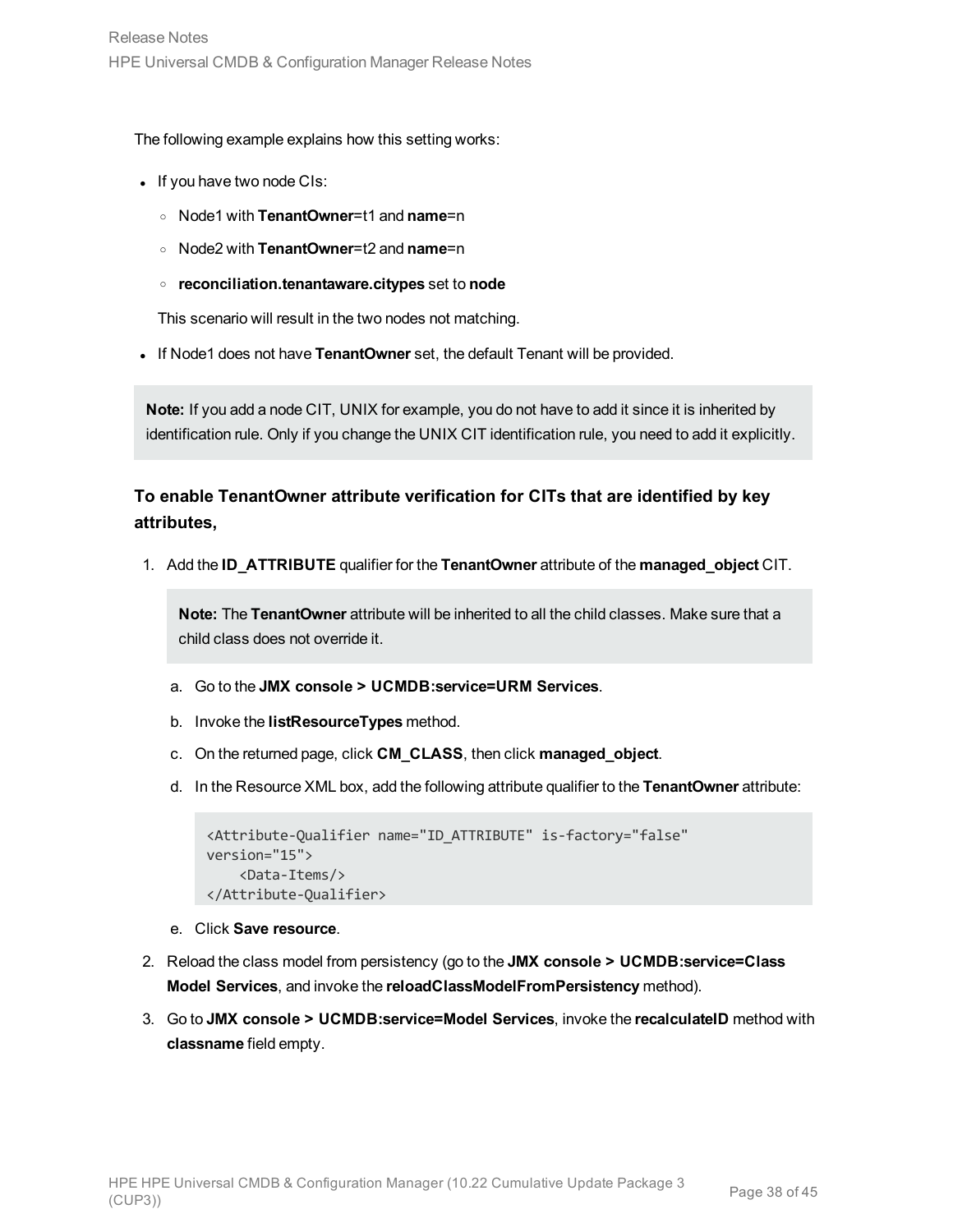The following example explains how this setting works:

- If you have two node CIs:
  - Node1 with **TenantOwner**=t1 and **name**=n
  - Node2 with **TenantOwner**=t2 and **name**=n
  - **reconciliation.tenantaware.citypes** set to **node**

  This scenario will result in the two nodes not matching.

- If Node1 does not have **TenantOwner** set, the default Tenant will be provided.

> **Note:** If you add a node CIT, UNIX for example, you do not have to add it since it is inherited by identification rule. Only if you change the UNIX CIT identification rule, you need to add it explicitly.

### To enable TenantOwner attribute verification for CITs that are identified by key attributes,

1. Add the **ID_ATTRIBUTE** qualifier for the **TenantOwner** attribute of the **managed_object** CIT.

   > **Note:** The **TenantOwner** attribute will be inherited to all the child classes. Make sure that a child class does not override it.

   a. Go to the **JMX console > UCMDB:service=URM Services**.

   b. Invoke the **listResourceTypes** method.

   c. On the returned page, click **CM_CLASS**, then click **managed_object**.

   d. In the Resource XML box, add the following attribute qualifier to the **TenantOwner** attribute:

   ```
   <Attribute-Qualifier name="ID_ATTRIBUTE" is-factory="false"
   version="15">
       <Data-Items/>
   </Attribute-Qualifier>
   ```

   e. Click **Save resource**.

2. Reload the class model from persistency (go to the **JMX console > UCMDB:service=Class Model Services**, and invoke the **reloadClassModelFromPersistency** method).

3. Go to **JMX console > UCMDB:service=Model Services**, invoke the **recalculateID** method with **classname** field empty.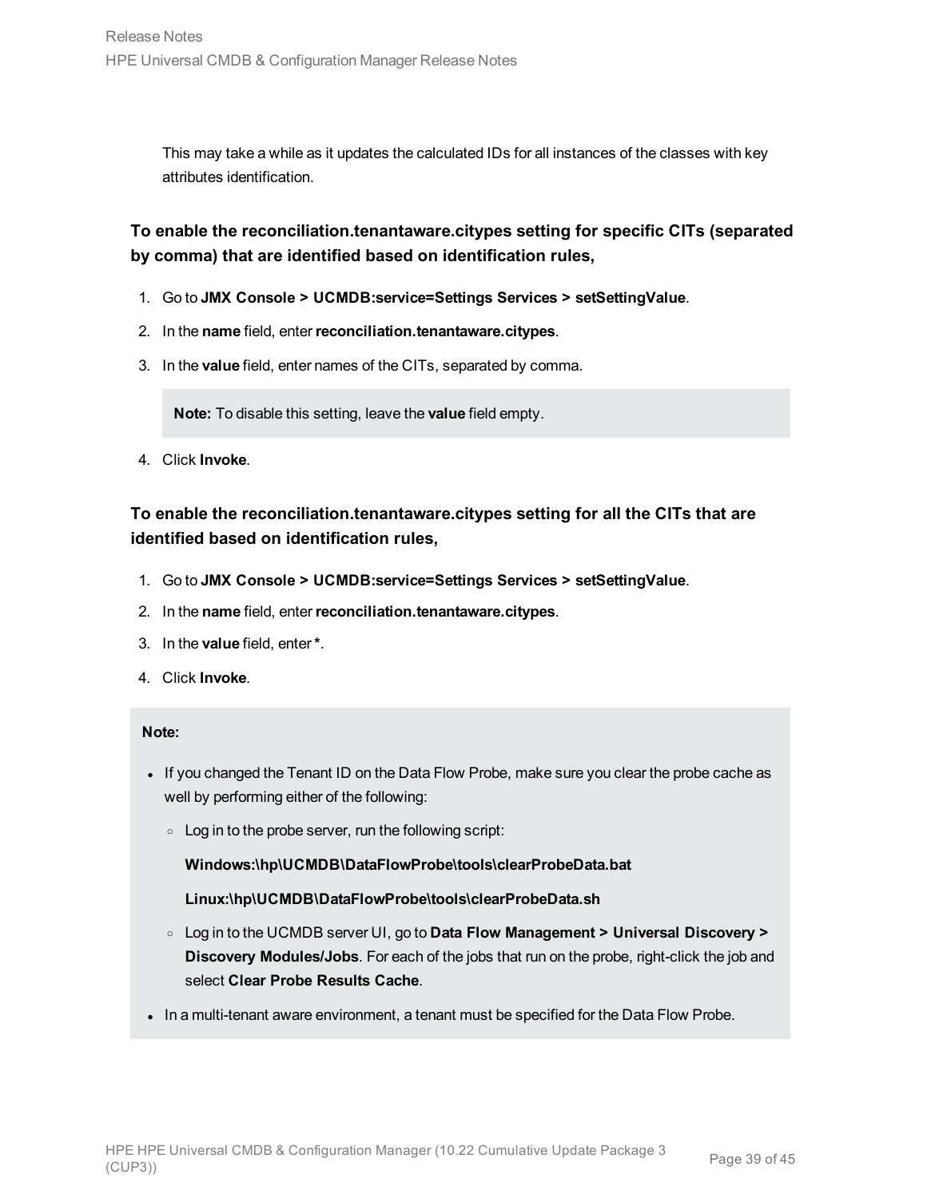This may take a while as it updates the calculated IDs for all instances of the classes with key attributes identification.

**To enable the reconciliation.tenantaware.citypes setting for specific CITs (separated by comma) that are identified based on identification rules,**

1. Go to **JMX Console > UCMDB:service=Settings Services > setSettingValue**.
2. In the **name** field, enter **reconciliation.tenantaware.citypes**.
3. In the **value** field, enter names of the CITs, separated by comma.

   > **Note:** To disable this setting, leave the **value** field empty.

4. Click **Invoke**.

**To enable the reconciliation.tenantaware.citypes setting for all the CITs that are identified based on identification rules,**

1. Go to **JMX Console > UCMDB:service=Settings Services > setSettingValue**.
2. In the **name** field, enter **reconciliation.tenantaware.citypes**.
3. In the **value** field, enter *.
4. Click **Invoke**.

> **Note:**
>
> - If you changed the Tenant ID on the Data Flow Probe, make sure you clear the probe cache as well by performing either of the following:
>   - Log in to the probe server, run the following script:
>
>     **Windows:\hp\UCMDB\DataFlowProbe\tools\clearProbeData.bat**
>
>     **Linux:\hp\UCMDB\DataFlowProbe\tools\clearProbeData.sh**
>
>   - Log in to the UCMDB server UI, go to **Data Flow Management > Universal Discovery > Discovery Modules/Jobs**. For each of the jobs that run on the probe, right-click the job and select **Clear Probe Results Cache**.
> - In a multi-tenant aware environment, a tenant must be specified for the Data Flow Probe.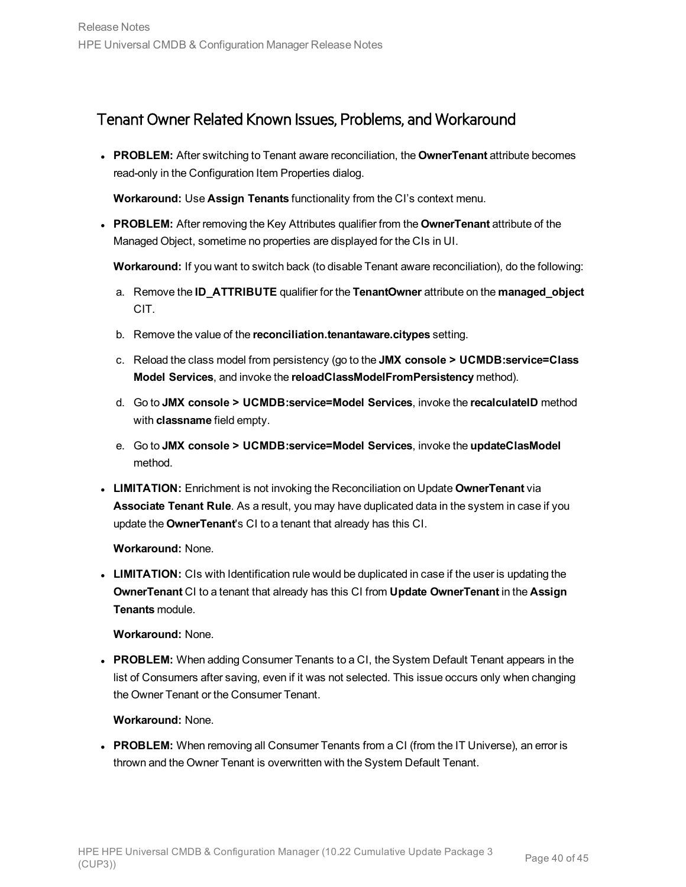## Tenant Owner Related Known Issues, Problems, and Workaround

- **PROBLEM:** After switching to Tenant aware reconciliation, the **OwnerTenant** attribute becomes read-only in the Configuration Item Properties dialog.

  **Workaround:** Use **Assign Tenants** functionality from the CI's context menu.

- **PROBLEM:** After removing the Key Attributes qualifier from the **OwnerTenant** attribute of the Managed Object, sometime no properties are displayed for the CIs in UI.

  **Workaround:** If you want to switch back (to disable Tenant aware reconciliation), do the following:

  a. Remove the **ID_ATTRIBUTE** qualifier for the **TenantOwner** attribute on the **managed_object** CIT.

  b. Remove the value of the **reconciliation.tenantaware.citypes** setting.

  c. Reload the class model from persistency (go to the **JMX console > UCMDB:service=Class Model Services**, and invoke the **reloadClassModelFromPersistency** method).

  d. Go to **JMX console > UCMDB:service=Model Services**, invoke the **recalculateID** method with **classname** field empty.

  e. Go to **JMX console > UCMDB:service=Model Services**, invoke the **updateClasModel** method.

- **LIMITATION:** Enrichment is not invoking the Reconciliation on Update **OwnerTenant** via **Associate Tenant Rule**. As a result, you may have duplicated data in the system in case if you update the **OwnerTenant**'s CI to a tenant that already has this CI.

  **Workaround:** None.

- **LIMITATION:** CIs with Identification rule would be duplicated in case if the user is updating the **OwnerTenant** CI to a tenant that already has this CI from **Update OwnerTenant** in the **Assign Tenants** module.

  **Workaround:** None.

- **PROBLEM:** When adding Consumer Tenants to a CI, the System Default Tenant appears in the list of Consumers after saving, even if it was not selected. This issue occurs only when changing the Owner Tenant or the Consumer Tenant.

  **Workaround:** None.

- **PROBLEM:** When removing all Consumer Tenants from a CI (from the IT Universe), an error is thrown and the Owner Tenant is overwritten with the System Default Tenant.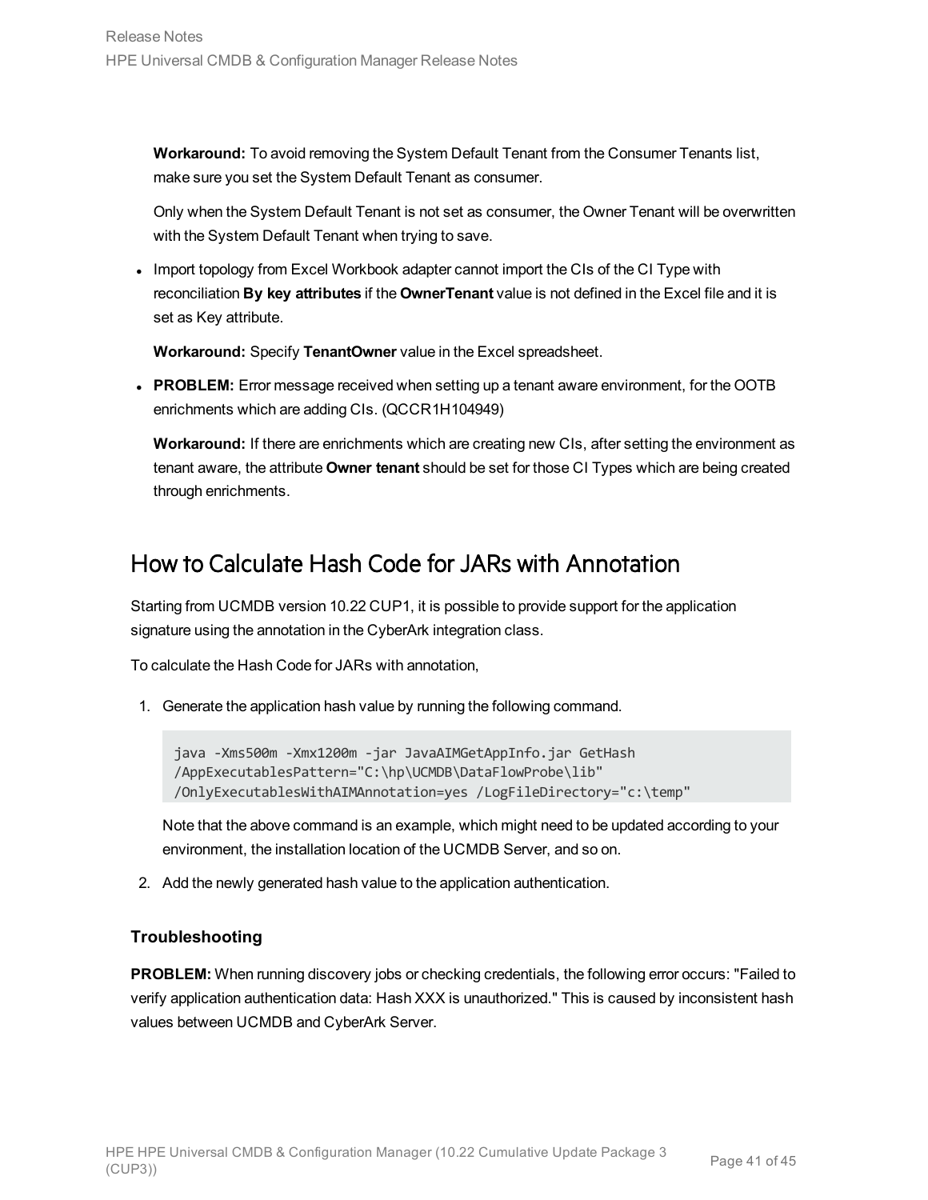**Workaround:** To avoid removing the System Default Tenant from the Consumer Tenants list, make sure you set the System Default Tenant as consumer.

Only when the System Default Tenant is not set as consumer, the Owner Tenant will be overwritten with the System Default Tenant when trying to save.

- Import topology from Excel Workbook adapter cannot import the CIs of the CI Type with reconciliation **By key attributes** if the **OwnerTenant** value is not defined in the Excel file and it is set as Key attribute.

  **Workaround:** Specify **TenantOwner** value in the Excel spreadsheet.

- **PROBLEM:** Error message received when setting up a tenant aware environment, for the OOTB enrichments which are adding CIs. (QCCR1H104949)

  **Workaround:** If there are enrichments which are creating new CIs, after setting the environment as tenant aware, the attribute **Owner tenant** should be set for those CI Types which are being created through enrichments.

## How to Calculate Hash Code for JARs with Annotation

Starting from UCMDB version 10.22 CUP1, it is possible to provide support for the application signature using the annotation in the CyberArk integration class.

To calculate the Hash Code for JARs with annotation,

1. Generate the application hash value by running the following command.

   ```
   java -Xms500m -Xmx1200m -jar JavaAIMGetAppInfo.jar GetHash
   /AppExecutablesPattern="C:\hp\UCMDB\DataFlowProbe\lib"
   /OnlyExecutablesWithAIMAnnotation=yes /LogFileDirectory="c:\temp"
   ```

   Note that the above command is an example, which might need to be updated according to your environment, the installation location of the UCMDB Server, and so on.

2. Add the newly generated hash value to the application authentication.

### Troubleshooting

**PROBLEM:** When running discovery jobs or checking credentials, the following error occurs: "Failed to verify application authentication data: Hash XXX is unauthorized." This is caused by inconsistent hash values between UCMDB and CyberArk Server.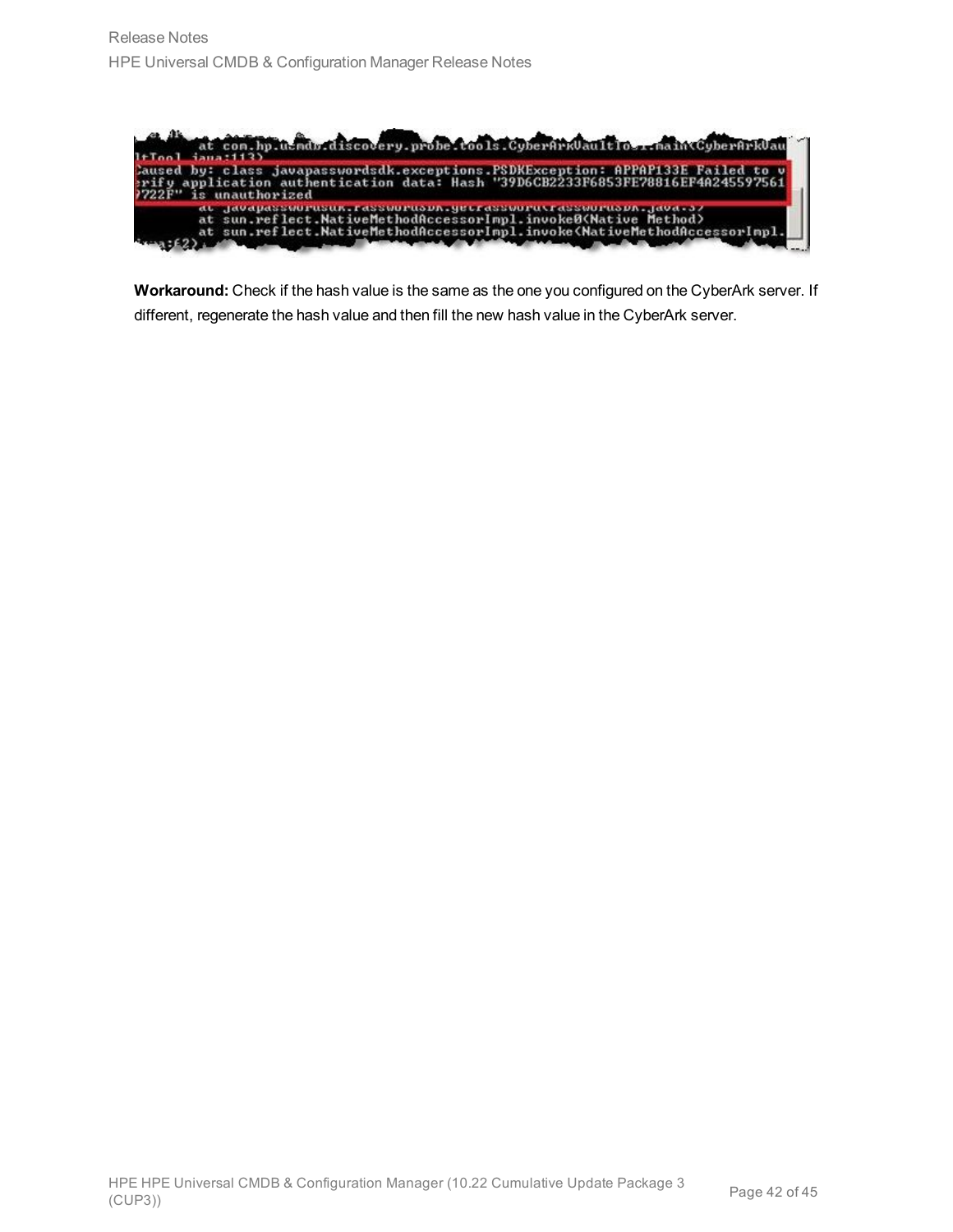**Workaround:** Check if the hash value is the same as the one you configured on the CyberArk server. If different, regenerate the hash value and then fill the new hash value in the CyberArk server.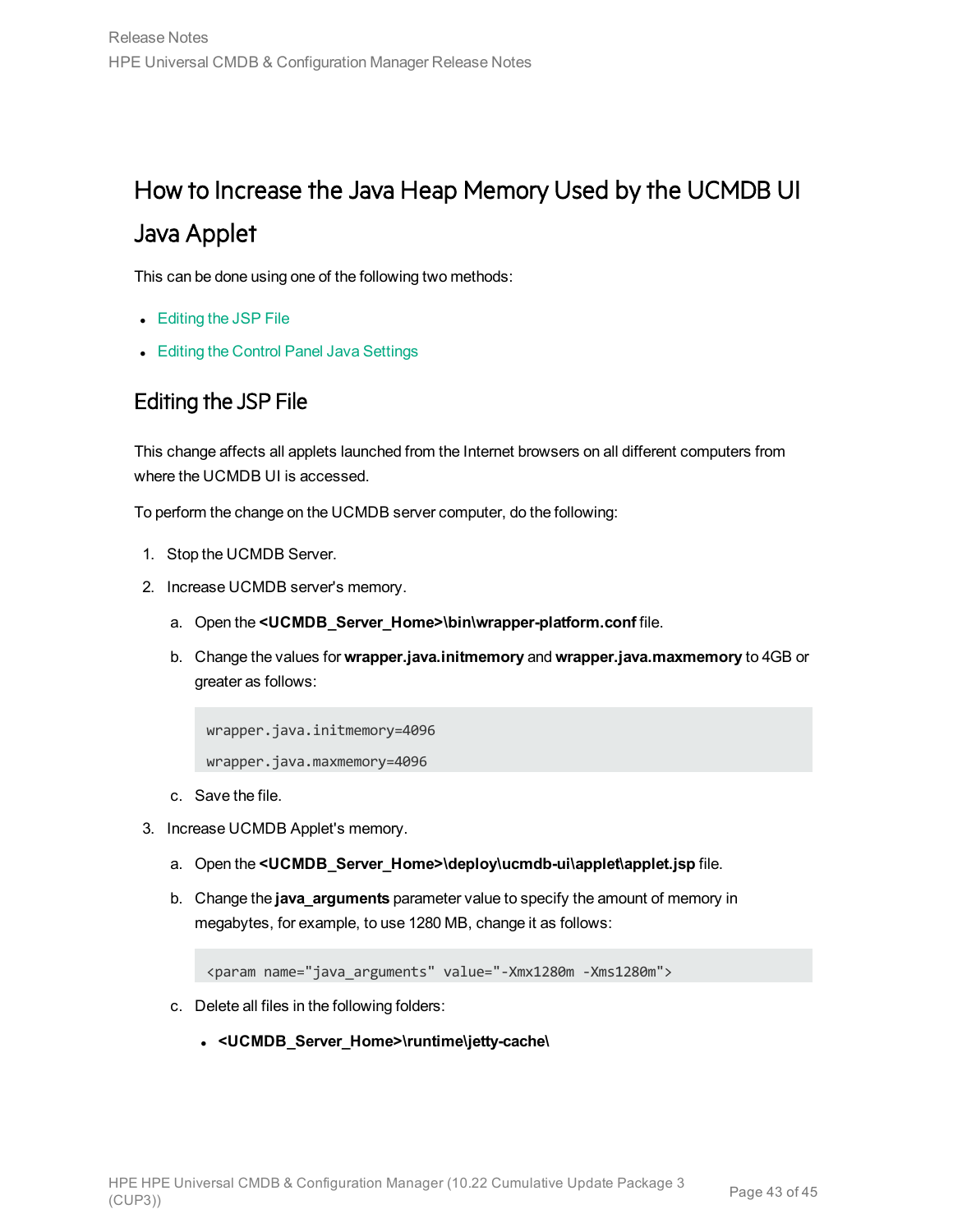## How to Increase the Java Heap Memory Used by the UCMDB UI Java Applet

This can be done using one of the following two methods:

- Editing the JSP File
- Editing the Control Panel Java Settings

### Editing the JSP File

This change affects all applets launched from the Internet browsers on all different computers from where the UCMDB UI is accessed.

To perform the change on the UCMDB server computer, do the following:

1. Stop the UCMDB Server.
2. Increase UCMDB server's memory.
   a. Open the **<UCMDB_Server_Home>\bin\wrapper-platform.conf** file.
   b. Change the values for **wrapper.java.initmemory** and **wrapper.java.maxmemory** to 4GB or greater as follows:

      ```
      wrapper.java.initmemory=4096
      wrapper.java.maxmemory=4096
      ```

   c. Save the file.
3. Increase UCMDB Applet's memory.
   a. Open the **<UCMDB_Server_Home>\deploy\ucmdb-ui\applet\applet.jsp** file.
   b. Change the **java_arguments** parameter value to specify the amount of memory in megabytes, for example, to use 1280 MB, change it as follows:

      ```
      <param name="java_arguments" value="-Xmx1280m -Xms1280m">
      ```

   c. Delete all files in the following folders:
      - **<UCMDB_Server_Home>\runtime\jetty-cache\**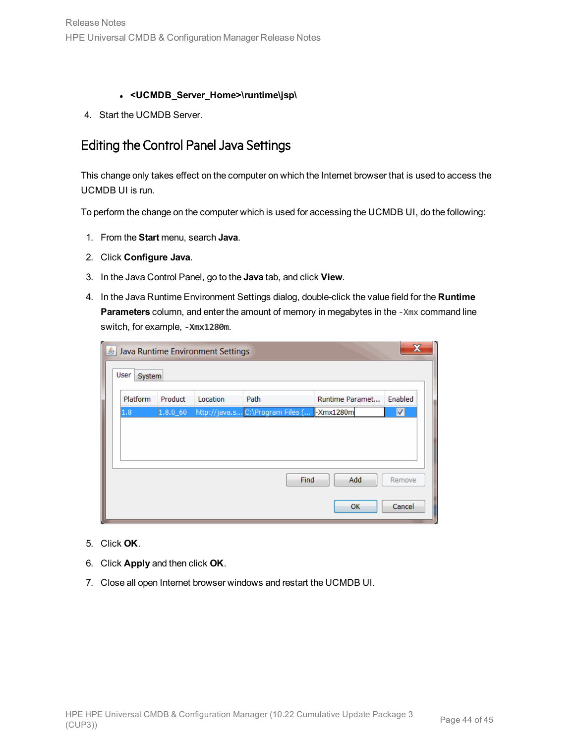- **<UCMDB_Server_Home>\runtime\jsp\**

4. Start the UCMDB Server.

## Editing the Control Panel Java Settings

This change only takes effect on the computer on which the Internet browser that is used to access the UCMDB UI is run.

To perform the change on the computer which is used for accessing the UCMDB UI, do the following:

1. From the **Start** menu, search **Java**.
2. Click **Configure Java**.
3. In the Java Control Panel, go to the **Java** tab, and click **View**.
4. In the Java Runtime Environment Settings dialog, double-click the value field for the **Runtime Parameters** column, and enter the amount of memory in megabytes in the `-Xmx` command line switch, for example, **`-Xmx1280m`**.
5. Click **OK**.
6. Click **Apply** and then click **OK**.
7. Close all open Internet browser windows and restart the UCMDB UI.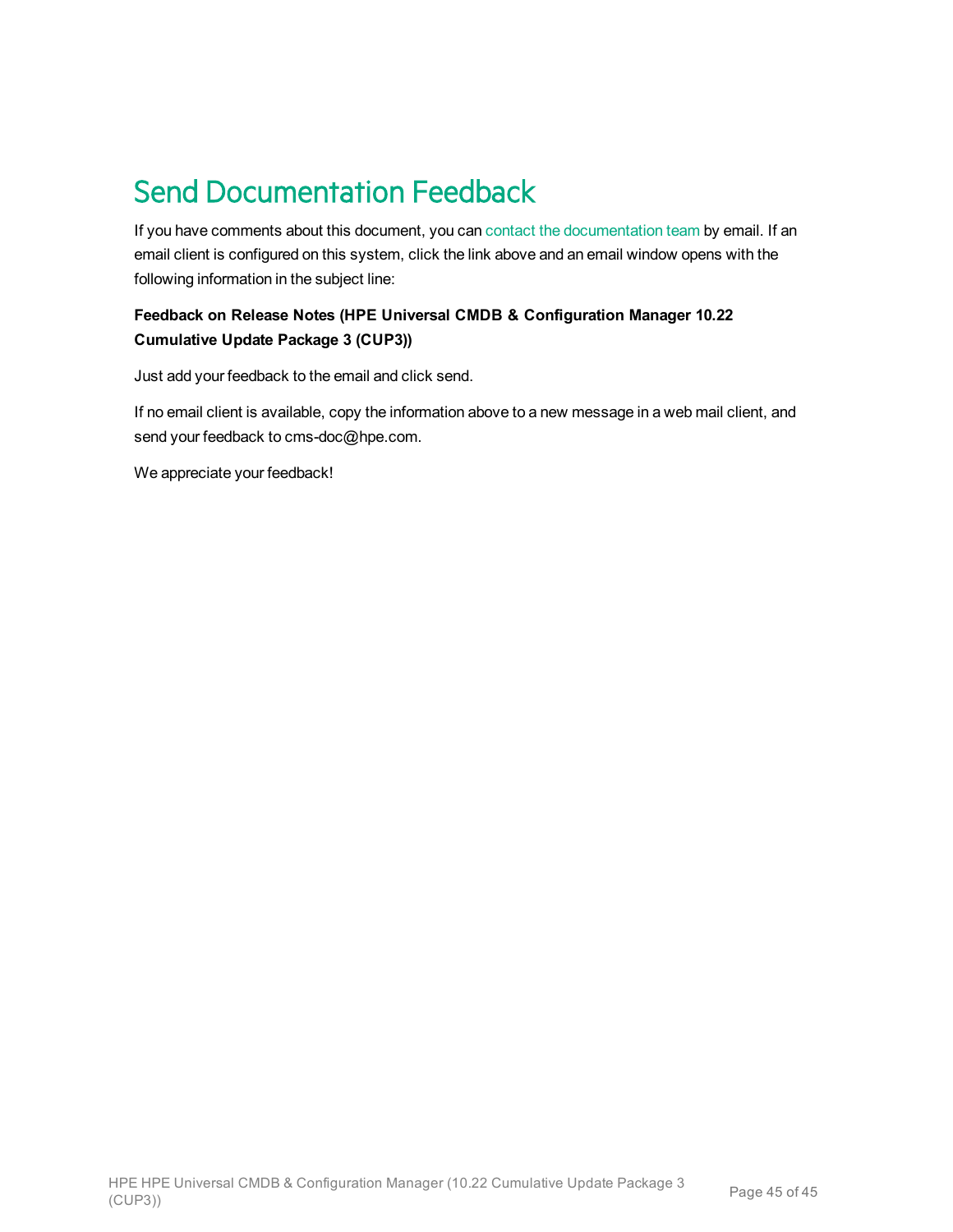# Send Documentation Feedback

If you have comments about this document, you can contact the documentation team by email. If an email client is configured on this system, click the link above and an email window opens with the following information in the subject line:

**Feedback on Release Notes (HPE Universal CMDB & Configuration Manager 10.22 Cumulative Update Package 3 (CUP3))**

Just add your feedback to the email and click send.

If no email client is available, copy the information above to a new message in a web mail client, and send your feedback to cms-doc@hpe.com.

We appreciate your feedback!